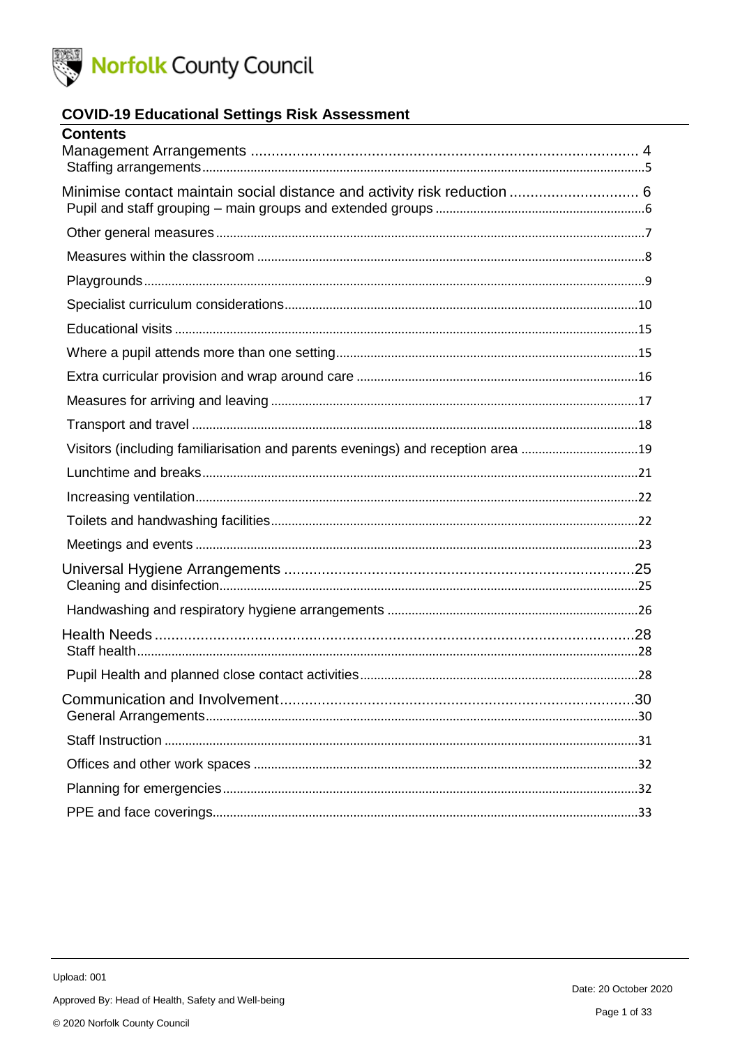Norfolk County Council

# COVID-19 Educational Settings Risk Assessment

## Contents

- Management Arrangements ........................................ 4
  - Staffing arrangements ........................................ 5
- Minimise contact maintain social distance and activity risk reduction ........................................ 6
  - Pupil and staff grouping – main groups and extended groups ........................................ 6
  - Other general measures ........................................ 7
  - Measures within the classroom ........................................ 8
  - Playgrounds ........................................ 9
  - Specialist curriculum considerations ........................................ 10
  - Educational visits ........................................ 15
  - Where a pupil attends more than one setting ........................................ 15
  - Extra curricular provision and wrap around care ........................................ 16
  - Measures for arriving and leaving ........................................ 17
  - Transport and travel ........................................ 18
  - Visitors (including familiarisation and parents evenings) and reception area ........................................ 19
  - Lunchtime and breaks ........................................ 21
  - Increasing ventilation ........................................ 22
  - Toilets and handwashing facilities ........................................ 22
  - Meetings and events ........................................ 23
- Universal Hygiene Arrangements ........................................ 25
  - Cleaning and disinfection ........................................ 25
  - Handwashing and respiratory hygiene arrangements ........................................ 26
- Health Needs ........................................ 28
  - Staff health ........................................ 28
  - Pupil Health and planned close contact activities ........................................ 28
- Communication and Involvement ........................................ 30
  - General Arrangements ........................................ 30
  - Staff Instruction ........................................ 31
  - Offices and other work spaces ........................................ 32
  - Planning for emergencies ........................................ 32
  - PPE and face coverings ........................................ 33

Upload: 001

Approved By: Head of Health, Safety and Well-being

© 2020 Norfolk County Council

Date: 20 October 2020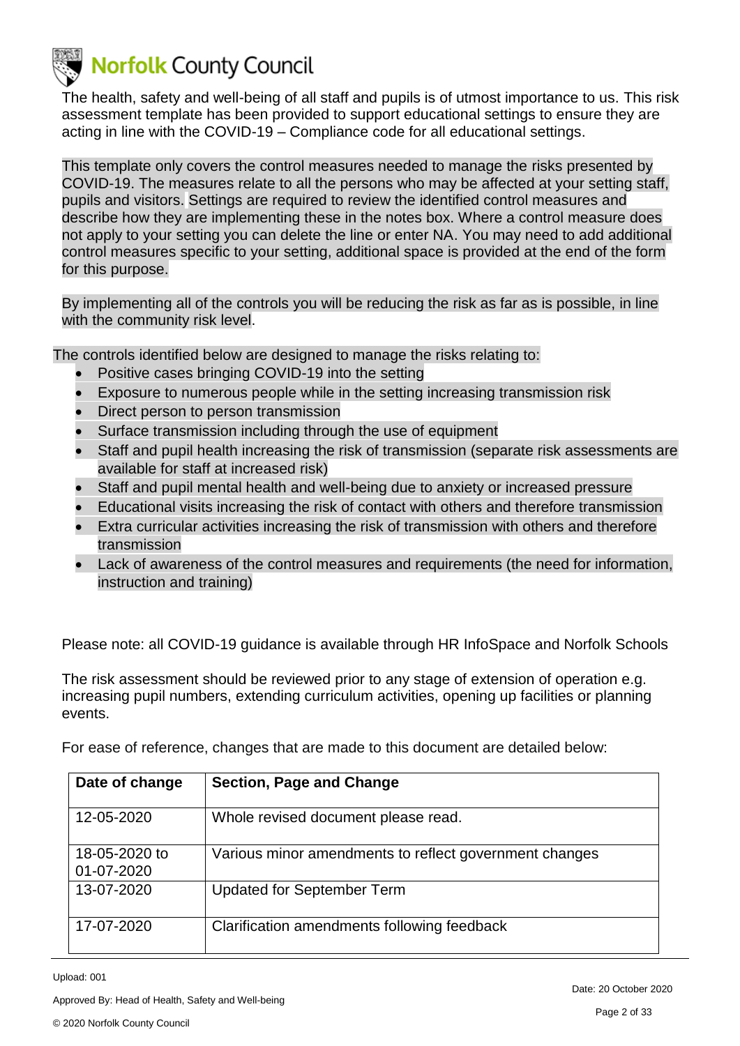The health, safety and well-being of all staff and pupils is of utmost importance to us. This risk assessment template has been provided to support educational settings to ensure they are acting in line with the COVID-19 – Compliance code for all educational settings.

This template only covers the control measures needed to manage the risks presented by COVID-19. The measures relate to all the persons who may be affected at your setting staff, pupils and visitors. Settings are required to review the identified control measures and describe how they are implementing these in the notes box. Where a control measure does not apply to your setting you can delete the line or enter NA. You may need to add additional control measures specific to your setting, additional space is provided at the end of the form for this purpose.

By implementing all of the controls you will be reducing the risk as far as is possible, in line with the community risk level.

The controls identified below are designed to manage the risks relating to:

- Positive cases bringing COVID-19 into the setting
- Exposure to numerous people while in the setting increasing transmission risk
- Direct person to person transmission
- Surface transmission including through the use of equipment
- Staff and pupil health increasing the risk of transmission (separate risk assessments are available for staff at increased risk)
- Staff and pupil mental health and well-being due to anxiety or increased pressure
- Educational visits increasing the risk of contact with others and therefore transmission
- Extra curricular activities increasing the risk of transmission with others and therefore transmission
- Lack of awareness of the control measures and requirements (the need for information, instruction and training)

Please note: all COVID-19 guidance is available through HR InfoSpace and Norfolk Schools

The risk assessment should be reviewed prior to any stage of extension of operation e.g. increasing pupil numbers, extending curriculum activities, opening up facilities or planning events.

For ease of reference, changes that are made to this document are detailed below:

| Date of change | Section, Page and Change |
|---|---|
| 12-05-2020 | Whole revised document please read. |
| 18-05-2020 to 01-07-2020 | Various minor amendments to reflect government changes |
| 13-07-2020 | Updated for September Term |
| 17-07-2020 | Clarification amendments following feedback |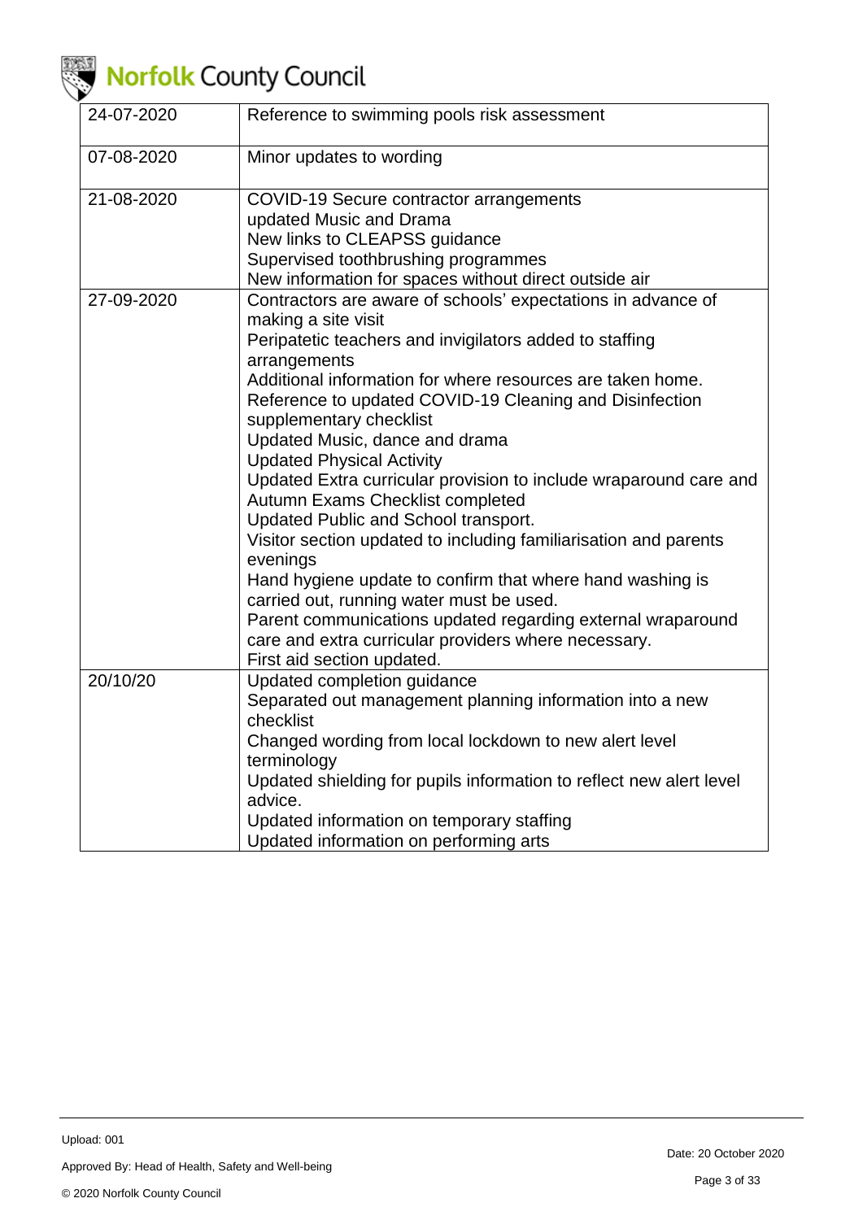| | |
|---|---|
| 24-07-2020 | Reference to swimming pools risk assessment |
| 07-08-2020 | Minor updates to wording |
| 21-08-2020 | COVID-19 Secure contractor arrangements<br>updated Music and Drama<br>New links to CLEAPSS guidance<br>Supervised toothbrushing programmes<br>New information for spaces without direct outside air |
| 27-09-2020 | Contractors are aware of schools' expectations in advance of making a site visit<br>Peripatetic teachers and invigilators added to staffing arrangements<br>Additional information for where resources are taken home.<br>Reference to updated COVID-19 Cleaning and Disinfection supplementary checklist<br>Updated Music, dance and drama<br>Updated Physical Activity<br>Updated Extra curricular provision to include wraparound care and Autumn Exams Checklist completed<br>Updated Public and School transport.<br>Visitor section updated to including familiarisation and parents evenings<br>Hand hygiene update to confirm that where hand washing is carried out, running water must be used.<br>Parent communications updated regarding external wraparound care and extra curricular providers where necessary.<br>First aid section updated. |
| 20/10/20 | Updated completion guidance<br>Separated out management planning information into a new checklist<br>Changed wording from local lockdown to new alert level terminology<br>Updated shielding for pupils information to reflect new alert level advice.<br>Updated information on temporary staffing<br>Updated information on performing arts |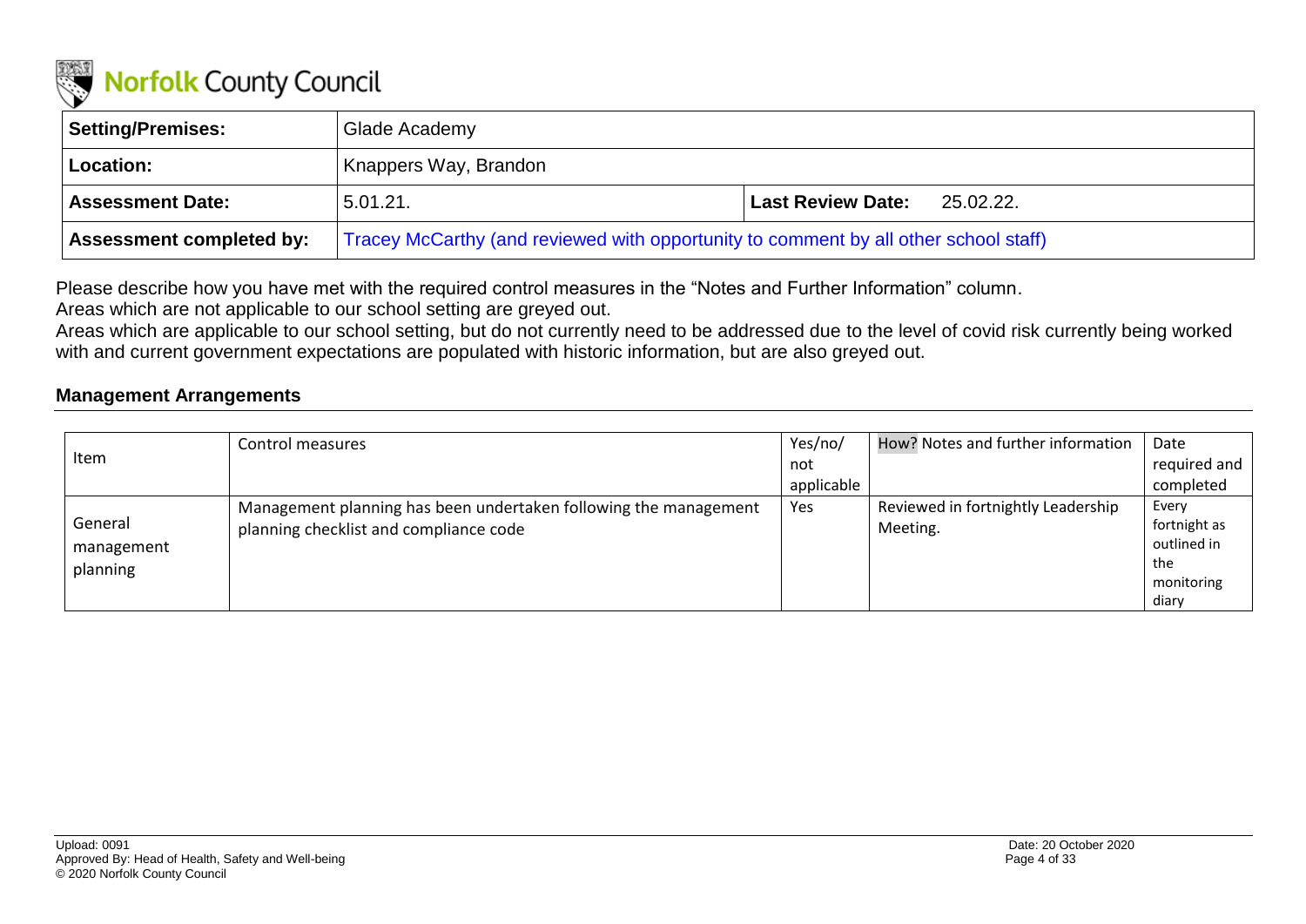Norfolk County Council

| Setting/Premises: | Glade Academy | | |
|---|---|---|---|
| Location: | Knappers Way, Brandon | | |
| Assessment Date: | 5.01.21. | Last Review Date: | 25.02.22. |
| Assessment completed by: | Tracey McCarthy (and reviewed with opportunity to comment by all other school staff) | | |

Please describe how you have met with the required control measures in the "Notes and Further Information" column.
Areas which are not applicable to our school setting are greyed out.
Areas which are applicable to our school setting, but do not currently need to be addressed due to the level of covid risk currently being worked with and current government expectations are populated with historic information, but are also greyed out.

### Management Arrangements

| Item | Control measures | Yes/no/ not applicable | How? Notes and further information | Date required and completed |
|---|---|---|---|---|
| General management planning | Management planning has been undertaken following the management planning checklist and compliance code | Yes | Reviewed in fortnightly Leadership Meeting. | Every fortnight as outlined in the monitoring diary |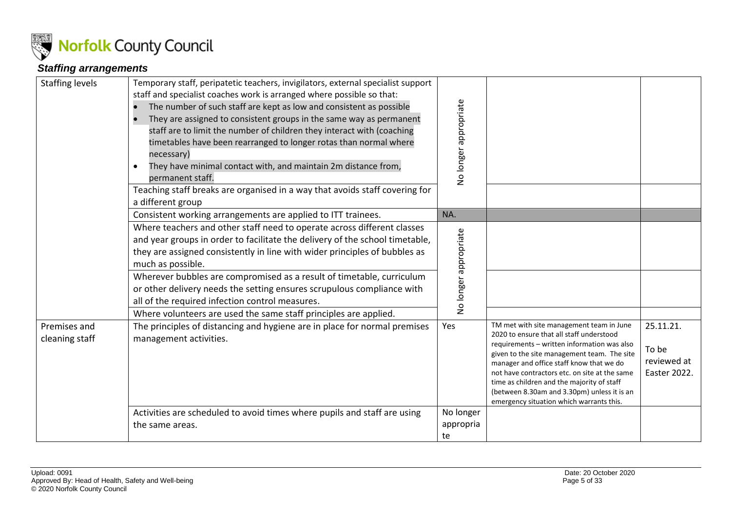### *Staffing arrangements*

| | | | | |
|---|---|---|---|---|
| Staffing levels | Temporary staff, peripatetic teachers, invigilators, external specialist support staff and specialist coaches work is arranged where possible so that:<br>• The number of such staff are kept as low and consistent as possible<br>• They are assigned to consistent groups in the same way as permanent staff are to limit the number of children they interact with (coaching timetables have been rearranged to longer rotas than normal where necessary)<br>• They have minimal contact with, and maintain 2m distance from, permanent staff. | No longer appropriate | | |
| | Teaching staff breaks are organised in a way that avoids staff covering for a different group | | | |
| | Consistent working arrangements are applied to ITT trainees. | NA. | | |
| | Where teachers and other staff need to operate across different classes and year groups in order to facilitate the delivery of the school timetable, they are assigned consistently in line with wider principles of bubbles as much as possible. | No longer appropriate | | |
| | Wherever bubbles are compromised as a result of timetable, curriculum or other delivery needs the setting ensures scrupulous compliance with all of the required infection control measures. | | | |
| | Where volunteers are used the same staff principles are applied. | | | |
| Premises and cleaning staff | The principles of distancing and hygiene are in place for normal premises management activities. | Yes | TM met with site management team in June 2020 to ensure that all staff understood requirements – written information was also given to the site management team. The site manager and office staff know that we do not have contractors etc. on site at the same time as children and the majority of staff (between 8.30am and 3.30pm) unless it is an emergency situation which warrants this. | 25.11.21.<br><br>To be reviewed at Easter 2022. |
| | Activities are scheduled to avoid times where pupils and staff are using the same areas. | No longer appropriate | | |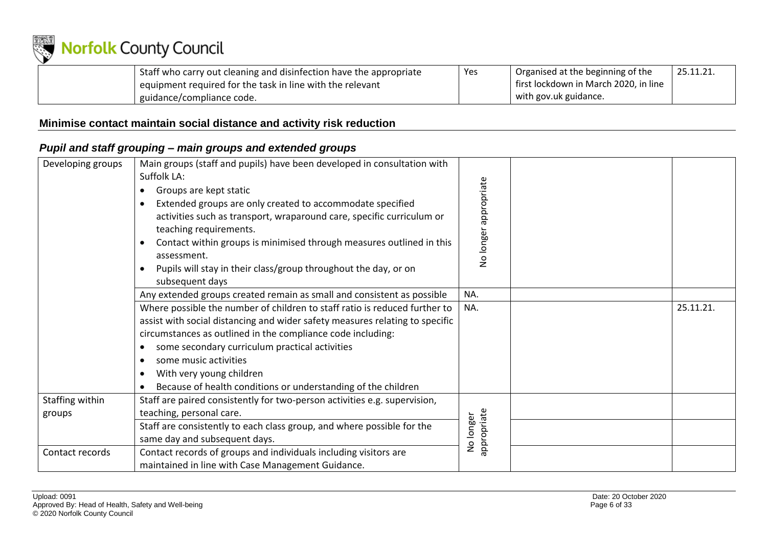| | Staff who carry out cleaning and disinfection have the appropriate equipment required for the task in line with the relevant guidance/compliance code. | Yes | Organised at the beginning of the first lockdown in March 2020, in line with gov.uk guidance. | 25.11.21. |
|---|---|---|---|---|

## Minimise contact maintain social distance and activity risk reduction

### *Pupil and staff grouping – main groups and extended groups*

| | | | | |
|---|---|---|---|---|
| Developing groups | Main groups (staff and pupils) have been developed in consultation with Suffolk LA:<br>• Groups are kept static<br>• Extended groups are only created to accommodate specified activities such as transport, wraparound care, specific curriculum or teaching requirements.<br>• Contact within groups is minimised through measures outlined in this assessment.<br>• Pupils will stay in their class/group throughout the day, or on subsequent days | No longer appropriate | | |
| | Any extended groups created remain as small and consistent as possible | NA. | | |
| | Where possible the number of children to staff ratio is reduced further to assist with social distancing and wider safety measures relating to specific circumstances as outlined in the compliance code including:<br>• some secondary curriculum practical activities<br>• some music activities<br>• With very young children<br>• Because of health conditions or understanding of the children | NA. | | 25.11.21. |
| Staffing within groups | Staff are paired consistently for two-person activities e.g. supervision, teaching, personal care. | No longer appropriate | | |
| | Staff are consistently to each class group, and where possible for the same day and subsequent days. | | | |
| Contact records | Contact records of groups and individuals including visitors are maintained in line with Case Management Guidance. | | | |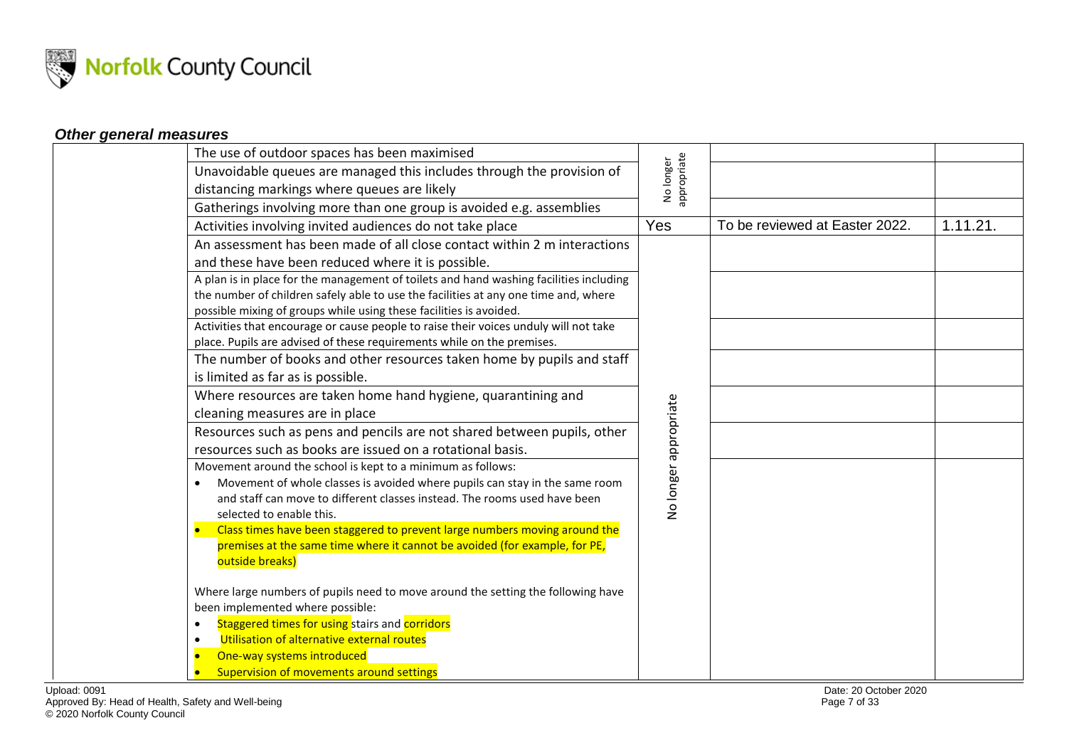### *Other general measures*

| | | | | |
|---|---|---|---|---|
| | The use of outdoor spaces has been maximised | No longer appropriate | | |
| | Unavoidable queues are managed this includes through the provision of distancing markings where queues are likely | | | |
| | Gatherings involving more than one group is avoided e.g. assemblies | | | |
| | Activities involving invited audiences do not take place | Yes | To be reviewed at Easter 2022. | 1.11.21. |
| | An assessment has been made of all close contact within 2 m interactions and these have been reduced where it is possible. | No longer appropriate | | |
| | A plan is in place for the management of toilets and hand washing facilities including the number of children safely able to use the facilities at any one time and, where possible mixing of groups while using these facilities is avoided. | | | |
| | Activities that encourage or cause people to raise their voices unduly will not take place. Pupils are advised of these requirements while on the premises. | | | |
| | The number of books and other resources taken home by pupils and staff is limited as far as is possible. | | | |
| | Where resources are taken home hand hygiene, quarantining and cleaning measures are in place | | | |
| | Resources such as pens and pencils are not shared between pupils, other resources such as books are issued on a rotational basis. | | | |
| | Movement around the school is kept to a minimum as follows: <br>• Movement of whole classes is avoided where pupils can stay in the same room and staff can move to different classes instead. The rooms used have been selected to enable this. <br>• Class times have been staggered to prevent large numbers moving around the premises at the same time where it cannot be avoided (for example, for PE, outside breaks) <br><br>Where large numbers of pupils need to move around the setting the following have been implemented where possible: <br>• Staggered times for using stairs and corridors <br>• Utilisation of alternative external routes <br>• One-way systems introduced <br>• Supervision of movements around settings | | | |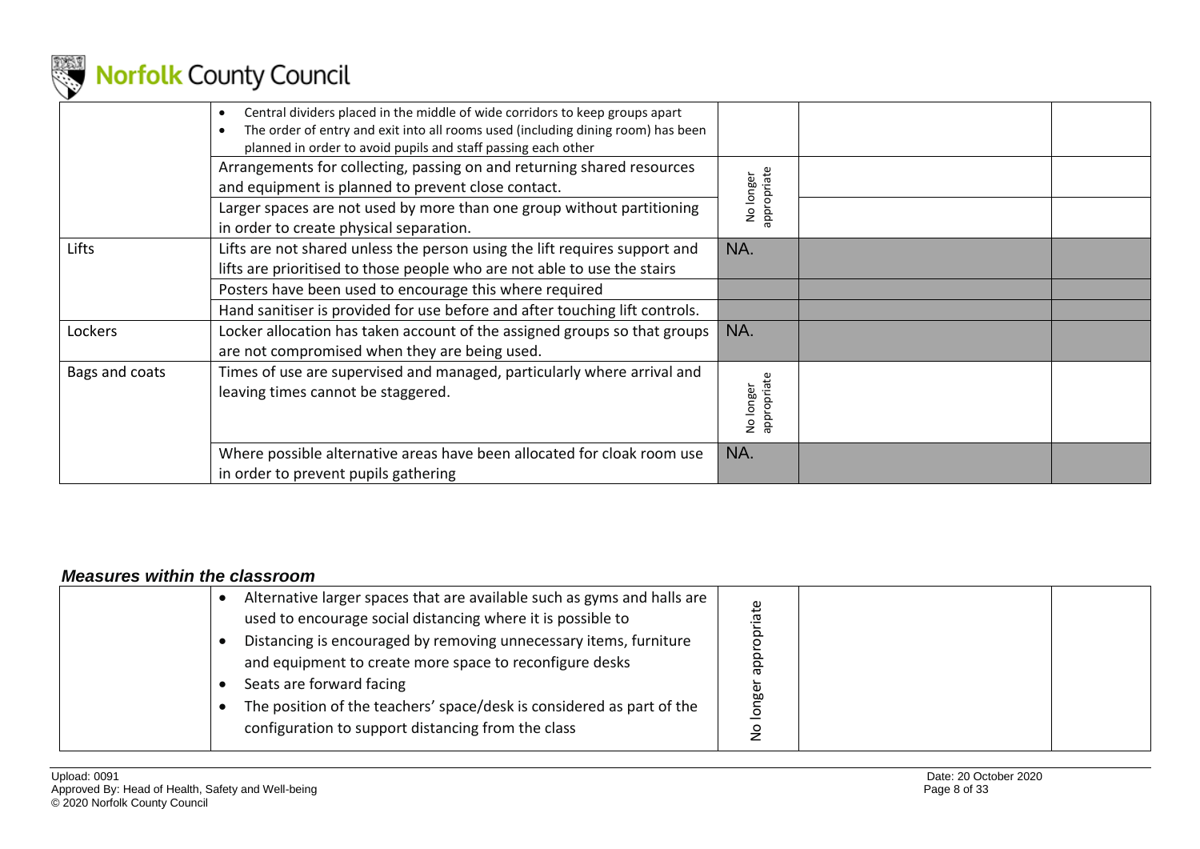| | | | | |
|---|---|---|---|---|
| | • Central dividers placed in the middle of wide corridors to keep groups apart<br>• The order of entry and exit into all rooms used (including dining room) has been planned in order to avoid pupils and staff passing each other | | | |
| | Arrangements for collecting, passing on and returning shared resources and equipment is planned to prevent close contact. | No longer appropriate | | |
| | Larger spaces are not used by more than one group without partitioning in order to create physical separation. | | | |
| Lifts | Lifts are not shared unless the person using the lift requires support and lifts are prioritised to those people who are not able to use the stairs | NA. | | |
| | Posters have been used to encourage this where required | | | |
| | Hand sanitiser is provided for use before and after touching lift controls. | | | |
| Lockers | Locker allocation has taken account of the assigned groups so that groups are not compromised when they are being used. | NA. | | |
| Bags and coats | Times of use are supervised and managed, particularly where arrival and leaving times cannot be staggered. | No longer appropriate | | |
| | Where possible alternative areas have been allocated for cloak room use in order to prevent pupils gathering | NA. | | |

### *Measures within the classroom*

| | | | | |
|---|---|---|---|---|
| | • Alternative larger spaces that are available such as gyms and halls are used to encourage social distancing where it is possible to<br>• Distancing is encouraged by removing unnecessary items, furniture and equipment to create more space to reconfigure desks<br>• Seats are forward facing<br>• The position of the teachers' space/desk is considered as part of the configuration to support distancing from the class | No longer appropriate | | |

Upload: 0091
Approved By: Head of Health, Safety and Well-being
© 2020 Norfolk County Council

Date: 20 October 2020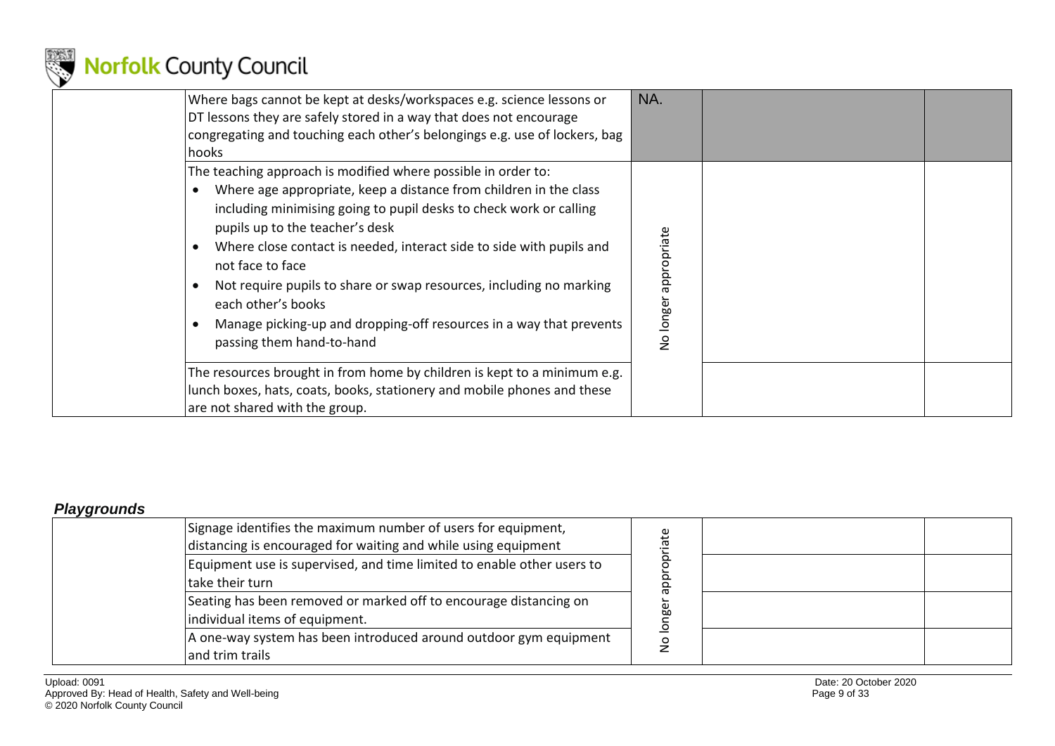| | | | | |
|---|---|---|---|---|
| | Where bags cannot be kept at desks/workspaces e.g. science lessons or DT lessons they are safely stored in a way that does not encourage congregating and touching each other's belongings e.g. use of lockers, bag hooks | NA. | | |
| | The teaching approach is modified where possible in order to:<br>• Where age appropriate, keep a distance from children in the class including minimising going to pupil desks to check work or calling pupils up to the teacher's desk<br>• Where close contact is needed, interact side to side with pupils and not face to face<br>• Not require pupils to share or swap resources, including no marking each other's books<br>• Manage picking-up and dropping-off resources in a way that prevents passing them hand-to-hand | No longer appropriate | | |
| | The resources brought in from home by children is kept to a minimum e.g. lunch boxes, hats, coats, books, stationery and mobile phones and these are not shared with the group. | | | |

### *Playgrounds*

| | | | | |
|---|---|---|---|---|
| | Signage identifies the maximum number of users for equipment, distancing is encouraged for waiting and while using equipment | No longer appropriate | | |
| | Equipment use is supervised, and time limited to enable other users to take their turn | | | |
| | Seating has been removed or marked off to encourage distancing on individual items of equipment. | | | |
| | A one-way system has been introduced around outdoor gym equipment and trim trails | | | |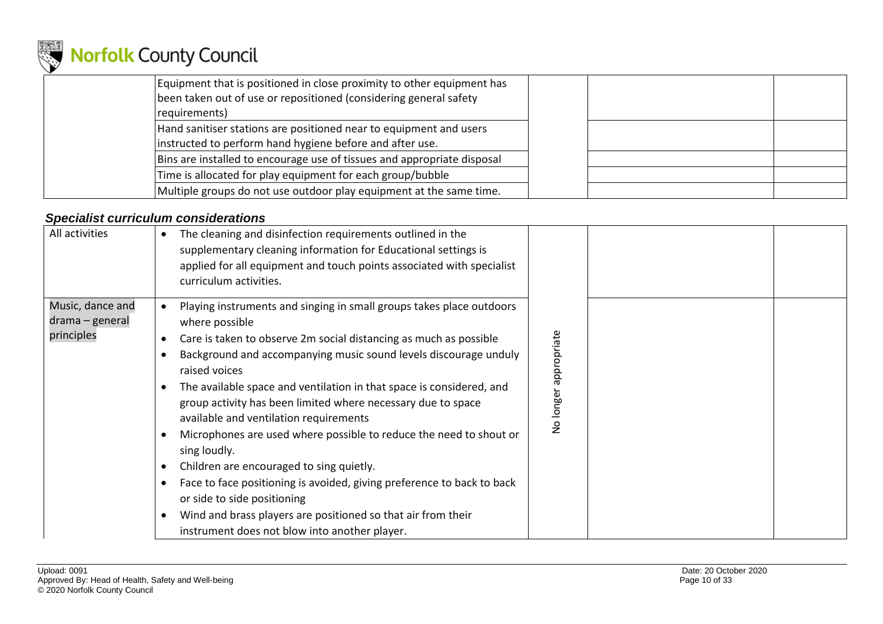| | | | | |
|---|---|---|---|---|
| | Equipment that is positioned in close proximity to other equipment has been taken out of use or repositioned (considering general safety requirements) | | | |
| | Hand sanitiser stations are positioned near to equipment and users instructed to perform hand hygiene before and after use. | | | |
| | Bins are installed to encourage use of tissues and appropriate disposal | | | |
| | Time is allocated for play equipment for each group/bubble | | | |
| | Multiple groups do not use outdoor play equipment at the same time. | | | |

### *Specialist curriculum considerations*

| | | | | |
|---|---|---|---|---|
| All activities | • The cleaning and disinfection requirements outlined in the supplementary cleaning information for Educational settings is applied for all equipment and touch points associated with specialist curriculum activities. | No longer appropriate | | |
| Music, dance and drama – general principles | • Playing instruments and singing in small groups takes place outdoors where possible<br>• Care is taken to observe 2m social distancing as much as possible<br>• Background and accompanying music sound levels discourage unduly raised voices<br>• The available space and ventilation in that space is considered, and group activity has been limited where necessary due to space available and ventilation requirements<br>• Microphones are used where possible to reduce the need to shout or sing loudly.<br>• Children are encouraged to sing quietly.<br>• Face to face positioning is avoided, giving preference to back to back or side to side positioning<br>• Wind and brass players are positioned so that air from their instrument does not blow into another player. | | | |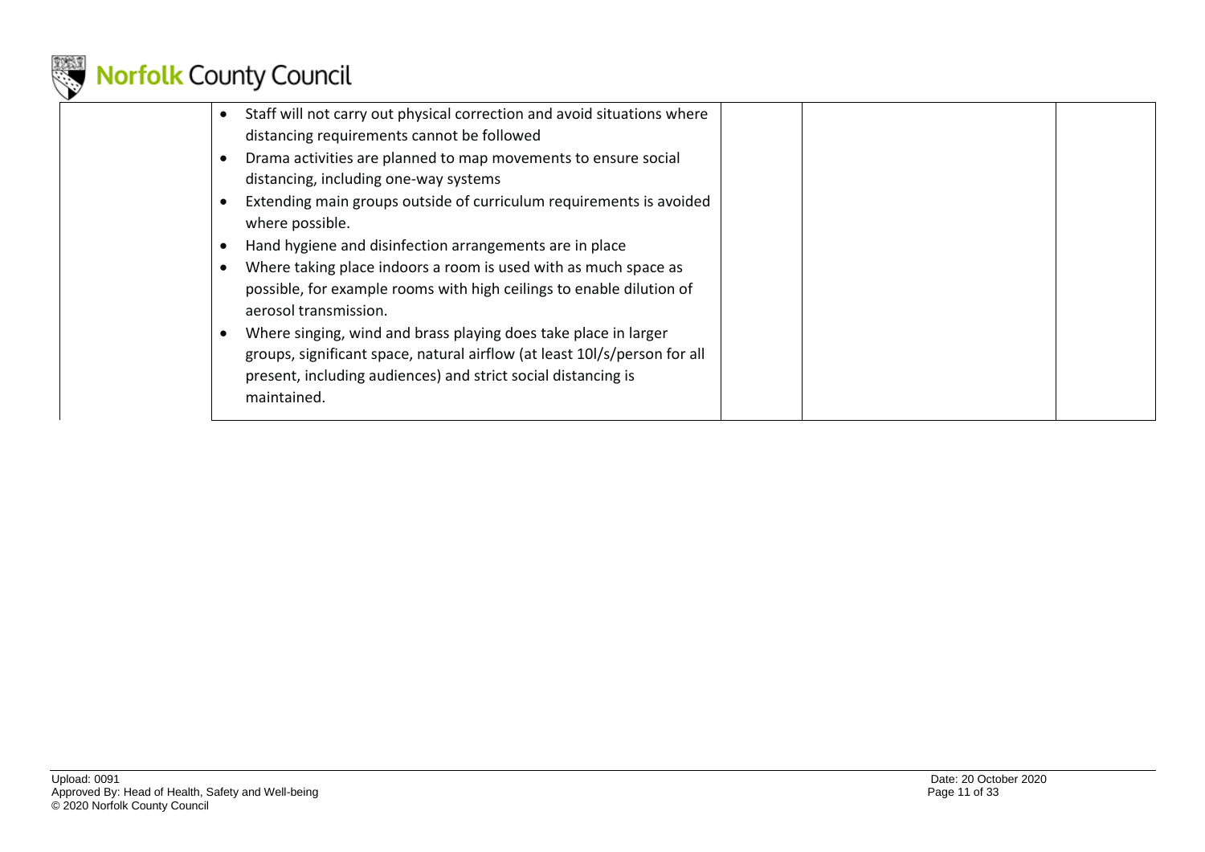|  | Staff will not carry out physical correction and avoid situations where distancing requirements cannot be followed<br>• Drama activities are planned to map movements to ensure social distancing, including one-way systems<br>• Extending main groups outside of curriculum requirements is avoided where possible.<br>• Hand hygiene and disinfection arrangements are in place<br>• Where taking place indoors a room is used with as much space as possible, for example rooms with high ceilings to enable dilution of aerosol transmission.<br>• Where singing, wind and brass playing does take place in larger groups, significant space, natural airflow (at least 10l/s/person for all present, including audiences) and strict social distancing is maintained. |  |  |  |
|---|---|---|---|---|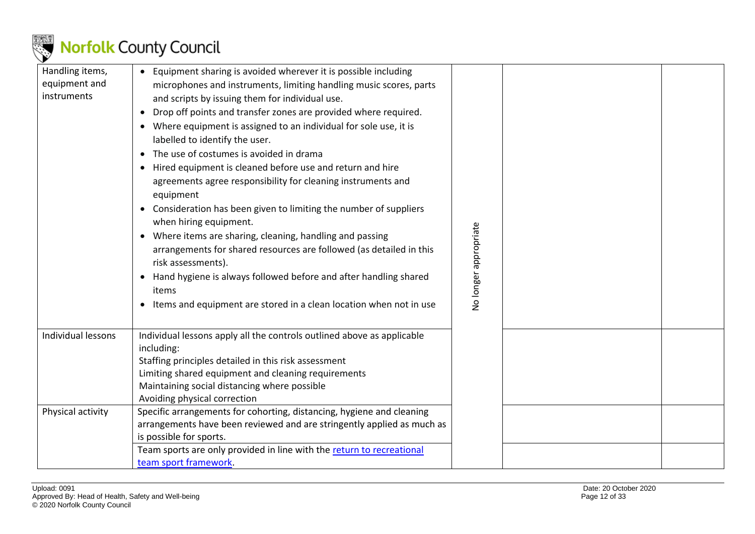| | | | | |
|---|---|---|---|---|
| Handling items, equipment and instruments | • Equipment sharing is avoided wherever it is possible including microphones and instruments, limiting handling music scores, parts and scripts by issuing them for individual use.<br>• Drop off points and transfer zones are provided where required.<br>• Where equipment is assigned to an individual for sole use, it is labelled to identify the user.<br>• The use of costumes is avoided in drama<br>• Hired equipment is cleaned before use and return and hire agreements agree responsibility for cleaning instruments and equipment<br>• Consideration has been given to limiting the number of suppliers when hiring equipment.<br>• Where items are sharing, cleaning, handling and passing arrangements for shared resources are followed (as detailed in this risk assessments).<br>• Hand hygiene is always followed before and after handling shared items<br>• Items and equipment are stored in a clean location when not in use | No longer appropriate | | |
| Individual lessons | Individual lessons apply all the controls outlined above as applicable including:<br>Staffing principles detailed in this risk assessment<br>Limiting shared equipment and cleaning requirements<br>Maintaining social distancing where possible<br>Avoiding physical correction | | | |
| Physical activity | Specific arrangements for cohorting, distancing, hygiene and cleaning arrangements have been reviewed and are stringently applied as much as is possible for sports. | | | |
| | Team sports are only provided in line with the return to recreational team sport framework. | | | |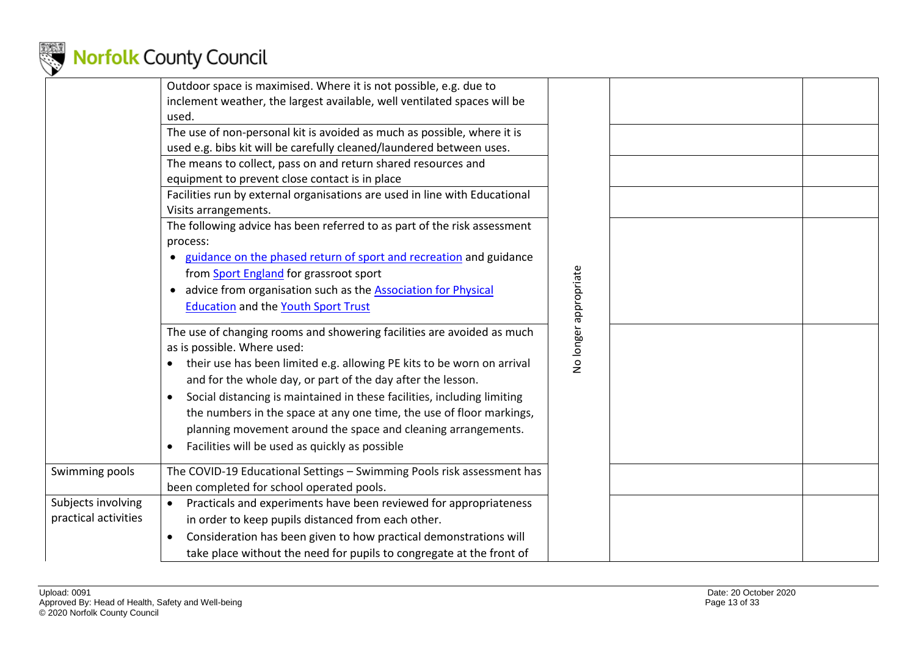| | | | | |
|---|---|---|---|---|
| | Outdoor space is maximised. Where it is not possible, e.g. due to inclement weather, the largest available, well ventilated spaces will be used. | No longer appropriate | | |
| | The use of non-personal kit is avoided as much as possible, where it is used e.g. bibs kit will be carefully cleaned/laundered between uses. | | | |
| | The means to collect, pass on and return shared resources and equipment to prevent close contact is in place | | | |
| | Facilities run by external organisations are used in line with Educational Visits arrangements. | | | |
| | The following advice has been referred to as part of the risk assessment process:<br>• [guidance on the phased return of sport and recreation]() and guidance from [Sport England]() for grassroot sport<br>• advice from organisation such as the [Association for Physical Education]() and the [Youth Sport Trust]() | | | |
| | The use of changing rooms and showering facilities are avoided as much as is possible. Where used:<br>• their use has been limited e.g. allowing PE kits to be worn on arrival and for the whole day, or part of the day after the lesson.<br>• Social distancing is maintained in these facilities, including limiting the numbers in the space at any one time, the use of floor markings, planning movement around the space and cleaning arrangements.<br>• Facilities will be used as quickly as possible | | | |
| Swimming pools | The COVID-19 Educational Settings – Swimming Pools risk assessment has been completed for school operated pools. | | | |
| Subjects involving practical activities | • Practicals and experiments have been reviewed for appropriateness in order to keep pupils distanced from each other.<br>• Consideration has been given to how practical demonstrations will take place without the need for pupils to congregate at the front of | | | |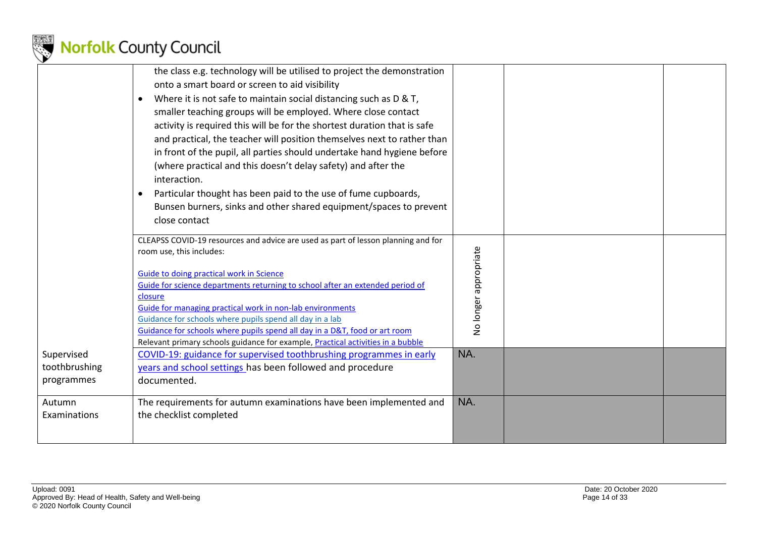| | | | | |
|---|---|---|---|---|
| | the class e.g. technology will be utilised to project the demonstration onto a smart board or screen to aid visibility<br>• Where it is not safe to maintain social distancing such as D & T, smaller teaching groups will be employed. Where close contact activity is required this will be for the shortest duration that is safe and practical, the teacher will position themselves next to rather than in front of the pupil, all parties should undertake hand hygiene before (where practical and this doesn't delay safety) and after the interaction.<br>• Particular thought has been paid to the use of fume cupboards, Bunsen burners, sinks and other shared equipment/spaces to prevent close contact | | | |
| | CLEAPSS COVID-19 resources and advice are used as part of lesson planning and for room use, this includes:<br><br>Guide to doing practical work in Science<br>Guide for science departments returning to school after an extended period of closure<br>Guide for managing practical work in non-lab environments<br>Guidance for schools where pupils spend all day in a lab<br>Guidance for schools where pupils spend all day in a D&T, food or art room<br>Relevant primary schools guidance for example, Practical activities in a bubble | No longer appropriate | | |
| Supervised toothbrushing programmes | COVID-19: guidance for supervised toothbrushing programmes in early years and school settings has been followed and procedure documented. | NA. | | |
| Autumn Examinations | The requirements for autumn examinations have been implemented and the checklist completed | NA. | | |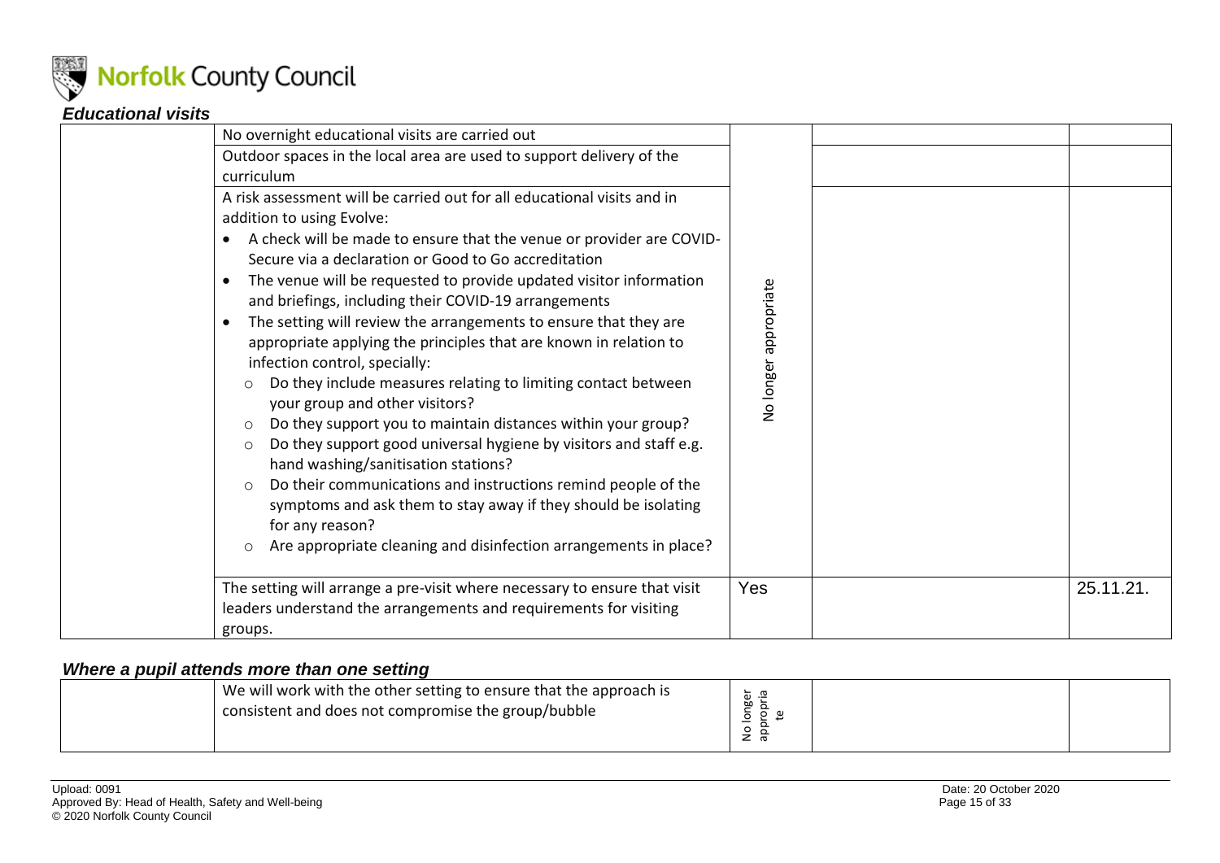### *Educational visits*

| | | | | |
|---|---|---|---|---|
| | No overnight educational visits are carried out | No longer appropriate | | |
| | Outdoor spaces in the local area are used to support delivery of the curriculum | | | |
| | A risk assessment will be carried out for all educational visits and in addition to using Evolve:<br>• A check will be made to ensure that the venue or provider are COVID-Secure via a declaration or Good to Go accreditation<br>• The venue will be requested to provide updated visitor information and briefings, including their COVID-19 arrangements<br>• The setting will review the arrangements to ensure that they are appropriate applying the principles that are known in relation to infection control, specially:<br>  ○ Do they include measures relating to limiting contact between your group and other visitors?<br>  ○ Do they support you to maintain distances within your group?<br>  ○ Do they support good universal hygiene by visitors and staff e.g. hand washing/sanitisation stations?<br>  ○ Do their communications and instructions remind people of the symptoms and ask them to stay away if they should be isolating for any reason?<br>  ○ Are appropriate cleaning and disinfection arrangements in place? | | | |
| | The setting will arrange a pre-visit where necessary to ensure that visit leaders understand the arrangements and requirements for visiting groups. | Yes | | 25.11.21. |

### *Where a pupil attends more than one setting*

| | | | | |
|---|---|---|---|---|
| | We will work with the other setting to ensure that the approach is consistent and does not compromise the group/bubble | No longer appropriate | | |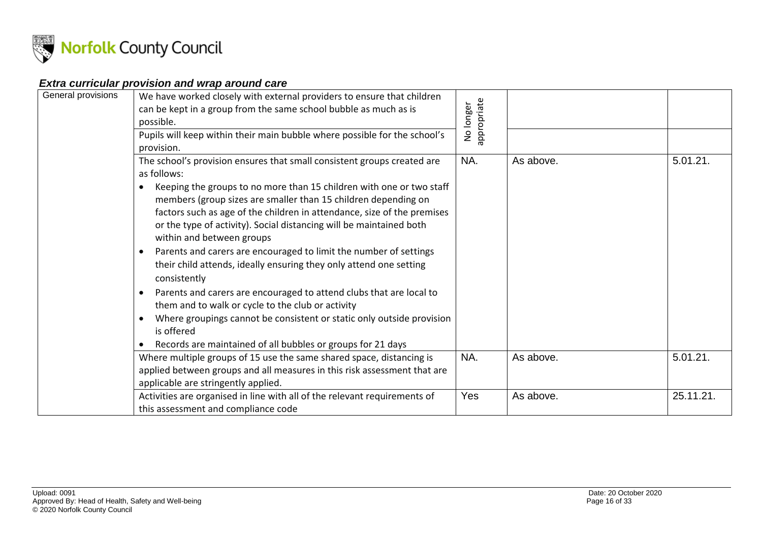### *Extra curricular provision and wrap around care*

| | | | | |
|---|---|---|---|---|
| General provisions | We have worked closely with external providers to ensure that children can be kept in a group from the same school bubble as much as is possible. | No longer appropriate | | |
| | Pupils will keep within their main bubble where possible for the school's provision. | | | |
| | The school's provision ensures that small consistent groups created are as follows:<br>• Keeping the groups to no more than 15 children with one or two staff members (group sizes are smaller than 15 children depending on factors such as age of the children in attendance, size of the premises or the type of activity). Social distancing will be maintained both within and between groups<br>• Parents and carers are encouraged to limit the number of settings their child attends, ideally ensuring they only attend one setting consistently<br>• Parents and carers are encouraged to attend clubs that are local to them and to walk or cycle to the club or activity<br>• Where groupings cannot be consistent or static only outside provision is offered<br>• Records are maintained of all bubbles or groups for 21 days | NA. | As above. | 5.01.21. |
| | Where multiple groups of 15 use the same shared space, distancing is applied between groups and all measures in this risk assessment that are applicable are stringently applied. | NA. | As above. | 5.01.21. |
| | Activities are organised in line with all of the relevant requirements of this assessment and compliance code | Yes | As above. | 25.11.21. |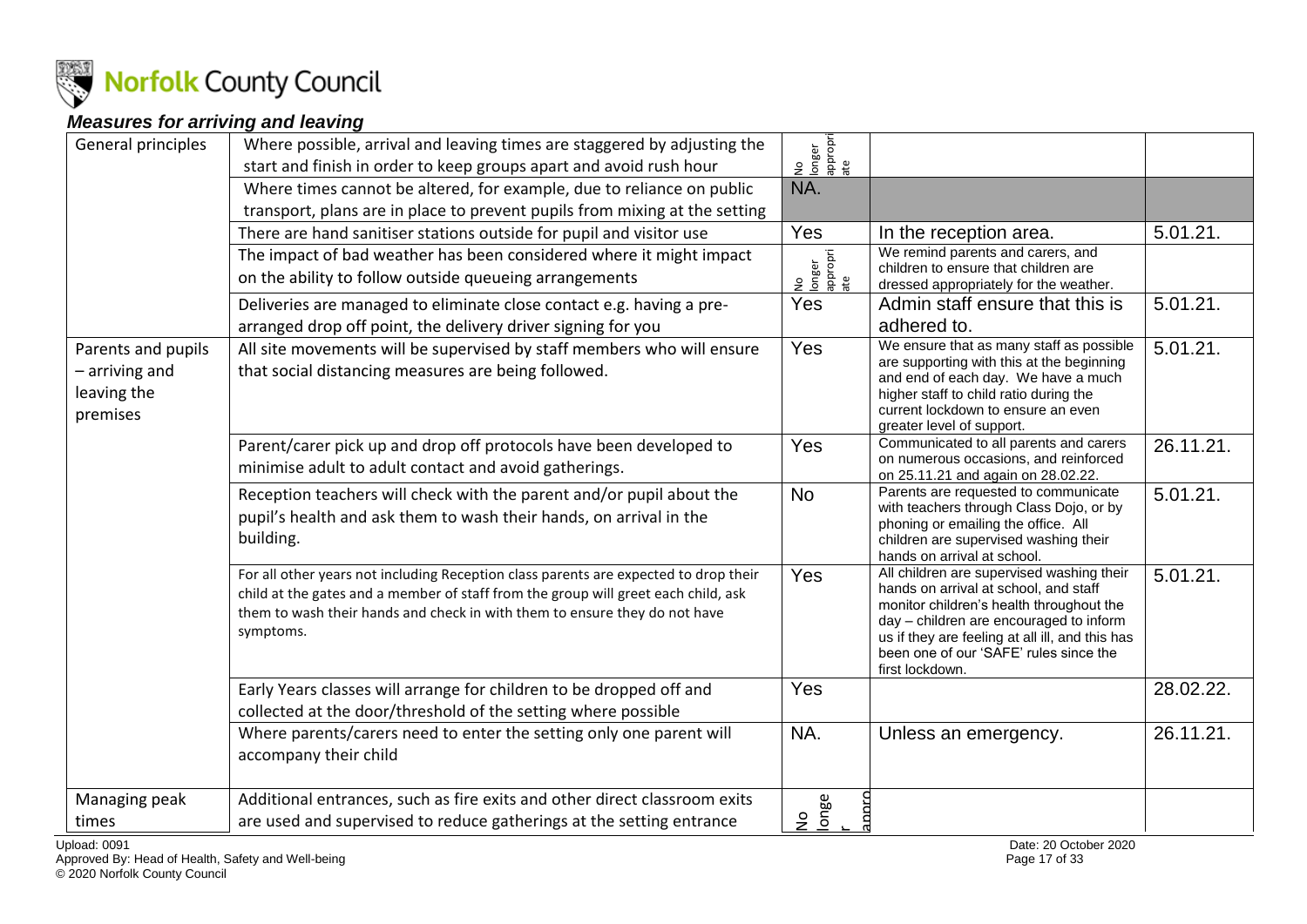### *Measures for arriving and leaving*

| | | | | |
|---|---|---|---|---|
| General principles | Where possible, arrival and leaving times are staggered by adjusting the start and finish in order to keep groups apart and avoid rush hour | No longer appropriate | | |
| | Where times cannot be altered, for example, due to reliance on public transport, plans are in place to prevent pupils from mixing at the setting | NA. | | |
| | There are hand sanitiser stations outside for pupil and visitor use | Yes | In the reception area. | 5.01.21. |
| | The impact of bad weather has been considered where it might impact on the ability to follow outside queueing arrangements | No longer appropriate | We remind parents and carers, and children to ensure that children are dressed appropriately for the weather. | |
| | Deliveries are managed to eliminate close contact e.g. having a pre-arranged drop off point, the delivery driver signing for you | Yes | Admin staff ensure that this is adhered to. | 5.01.21. |
| Parents and pupils – arriving and leaving the premises | All site movements will be supervised by staff members who will ensure that social distancing measures are being followed. | Yes | We ensure that as many staff as possible are supporting with this at the beginning and end of each day. We have a much higher staff to child ratio during the current lockdown to ensure an even greater level of support. | 5.01.21. |
| | Parent/carer pick up and drop off protocols have been developed to minimise adult to adult contact and avoid gatherings. | Yes | Communicated to all parents and carers on numerous occasions, and reinforced on 25.11.21 and again on 28.02.22. | 26.11.21. |
| | Reception teachers will check with the parent and/or pupil about the pupil's health and ask them to wash their hands, on arrival in the building. | No | Parents are requested to communicate with teachers through Class Dojo, or by phoning or emailing the office. All children are supervised washing their hands on arrival at school. | 5.01.21. |
| | For all other years not including Reception class parents are expected to drop their child at the gates and a member of staff from the group will greet each child, ask them to wash their hands and check in with them to ensure they do not have symptoms. | Yes | All children are supervised washing their hands on arrival at school, and staff monitor children's health throughout the day – children are encouraged to inform us if they are feeling at all ill, and this has been one of our 'SAFE' rules since the first lockdown. | 5.01.21. |
| | Early Years classes will arrange for children to be dropped off and collected at the door/threshold of the setting where possible | Yes | | 28.02.22. |
| | Where parents/carers need to enter the setting only one parent will accompany their child | NA. | Unless an emergency. | 26.11.21. |
| Managing peak times | Additional entrances, such as fire exits and other direct classroom exits are used and supervised to reduce gatherings at the setting entrance | No longer appro | | |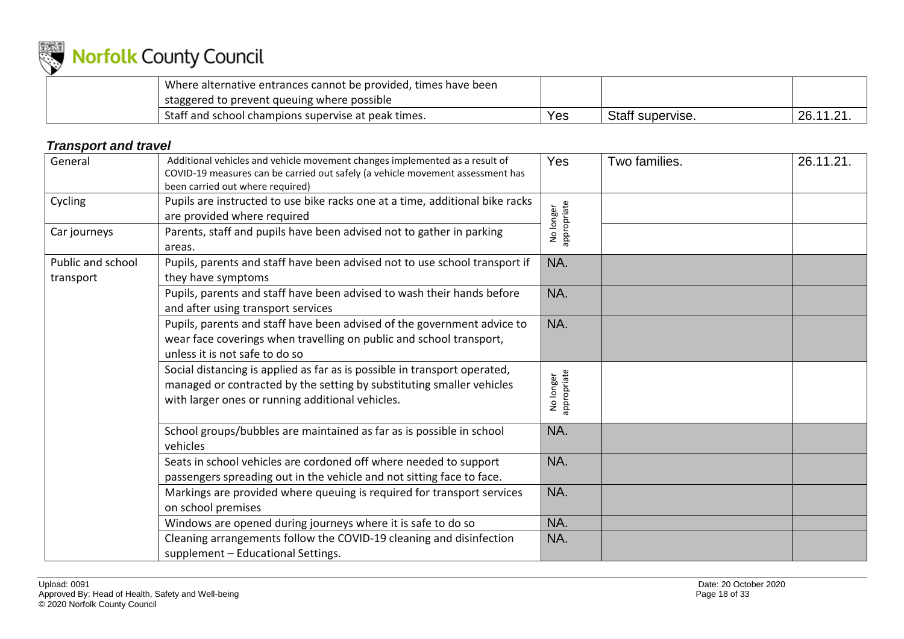| | Where alternative entrances cannot be provided, times have been staggered to prevent queuing where possible | | | |
|---|---|---|---|---|
| | Staff and school champions supervise at peak times. | Yes | Staff supervise. | 26.11.21. |

***Transport and travel***

| General | Additional vehicles and vehicle movement changes implemented as a result of COVID-19 measures can be carried out safely (a vehicle movement assessment has been carried out where required) | Yes | Two families. | 26.11.21. |
|---|---|---|---|---|
| Cycling | Pupils are instructed to use bike racks one at a time, additional bike racks are provided where required | No longer appropriate | | |
| Car journeys | Parents, staff and pupils have been advised not to gather in parking areas. | | | |
| Public and school transport | Pupils, parents and staff have been advised not to use school transport if they have symptoms | NA. | | |
| | Pupils, parents and staff have been advised to wash their hands before and after using transport services | NA. | | |
| | Pupils, parents and staff have been advised of the government advice to wear face coverings when travelling on public and school transport, unless it is not safe to do so | NA. | | |
| | Social distancing is applied as far as is possible in transport operated, managed or contracted by the setting by substituting smaller vehicles with larger ones or running additional vehicles. | No longer appropriate | | |
| | School groups/bubbles are maintained as far as is possible in school vehicles | NA. | | |
| | Seats in school vehicles are cordoned off where needed to support passengers spreading out in the vehicle and not sitting face to face. | NA. | | |
| | Markings are provided where queuing is required for transport services on school premises | NA. | | |
| | Windows are opened during journeys where it is safe to do so | NA. | | |
| | Cleaning arrangements follow the COVID-19 cleaning and disinfection supplement – Educational Settings. | NA. | | |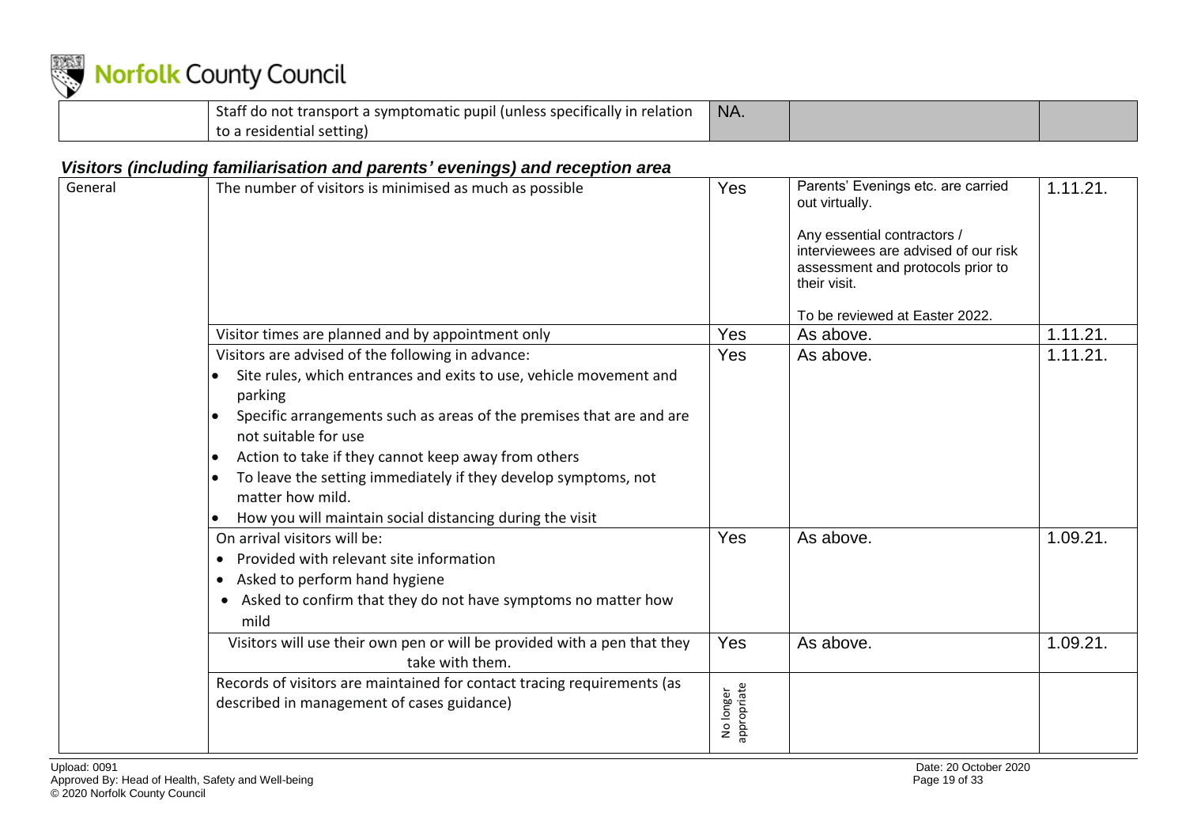| | Staff do not transport a symptomatic pupil (unless specifically in relation to a residential setting) | NA. | | |
|---|---|---|---|---|

### *Visitors (including familiarisation and parents' evenings) and reception area*

| General | The number of visitors is minimised as much as possible | Yes | Parents' Evenings etc. are carried out virtually.<br><br>Any essential contractors / interviewees are advised of our risk assessment and protocols prior to their visit.<br><br>To be reviewed at Easter 2022. | 1.11.21. |
|---|---|---|---|---|
| | Visitor times are planned and by appointment only | Yes | As above. | 1.11.21. |
| | Visitors are advised of the following in advance:<br>• Site rules, which entrances and exits to use, vehicle movement and parking<br>• Specific arrangements such as areas of the premises that are and are not suitable for use<br>• Action to take if they cannot keep away from others<br>• To leave the setting immediately if they develop symptoms, not matter how mild.<br>• How you will maintain social distancing during the visit | Yes | As above. | 1.11.21. |
| | On arrival visitors will be:<br>• Provided with relevant site information<br>• Asked to perform hand hygiene<br>• Asked to confirm that they do not have symptoms no matter how mild | Yes | As above. | 1.09.21. |
| | Visitors will use their own pen or will be provided with a pen that they take with them. | Yes | As above. | 1.09.21. |
| | Records of visitors are maintained for contact tracing requirements (as described in management of cases guidance) | No longer appropriate | | |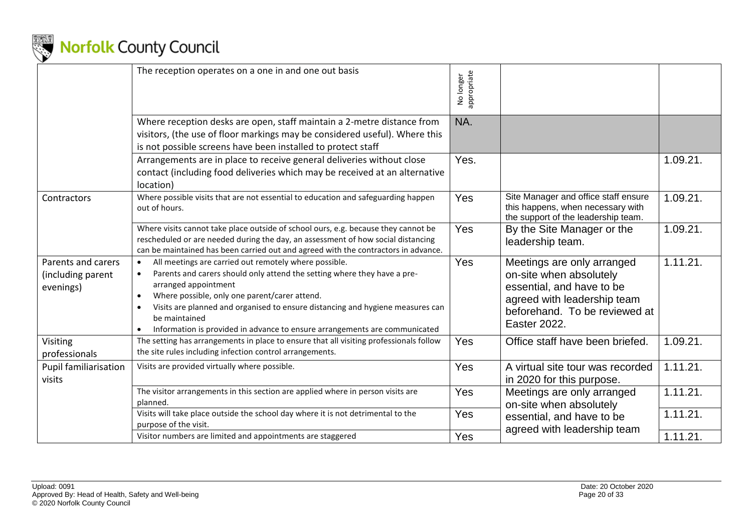| | The reception operates on a one in and one out basis | No longer appropriate | | |
|---|---|---|---|---|
| | Where reception desks are open, staff maintain a 2-metre distance from visitors, (the use of floor markings may be considered useful). Where this is not possible screens have been installed to protect staff | NA. | | |
| | Arrangements are in place to receive general deliveries without close contact (including food deliveries which may be received at an alternative location) | Yes. | | 1.09.21. |
| Contractors | Where possible visits that are not essential to education and safeguarding happen out of hours. | Yes | Site Manager and office staff ensure this happens, when necessary with the support of the leadership team. | 1.09.21. |
| | Where visits cannot take place outside of school ours, e.g. because they cannot be rescheduled or are needed during the day, an assessment of how social distancing can be maintained has been carried out and agreed with the contractors in advance. | Yes | By the Site Manager or the leadership team. | 1.09.21. |
| Parents and carers (including parent evenings) | • All meetings are carried out remotely where possible.<br>• Parents and carers should only attend the setting where they have a pre-arranged appointment<br>• Where possible, only one parent/carer attend.<br>• Visits are planned and organised to ensure distancing and hygiene measures can be maintained<br>• Information is provided in advance to ensure arrangements are communicated | Yes | Meetings are only arranged on-site when absolutely essential, and have to be agreed with leadership team beforehand. To be reviewed at Easter 2022. | 1.11.21. |
| Visiting professionals | The setting has arrangements in place to ensure that all visiting professionals follow the site rules including infection control arrangements. | Yes | Office staff have been briefed. | 1.09.21. |
| Pupil familiarisation visits | Visits are provided virtually where possible. | Yes | A virtual site tour was recorded in 2020 for this purpose. | 1.11.21. |
| | The visitor arrangements in this section are applied where in person visits are planned. | Yes | Meetings are only arranged on-site when absolutely essential, and have to be agreed with leadership team | 1.11.21. |
| | Visits will take place outside the school day where it is not detrimental to the purpose of the visit. | Yes | | 1.11.21. |
| | Visitor numbers are limited and appointments are staggered | Yes | | 1.11.21. |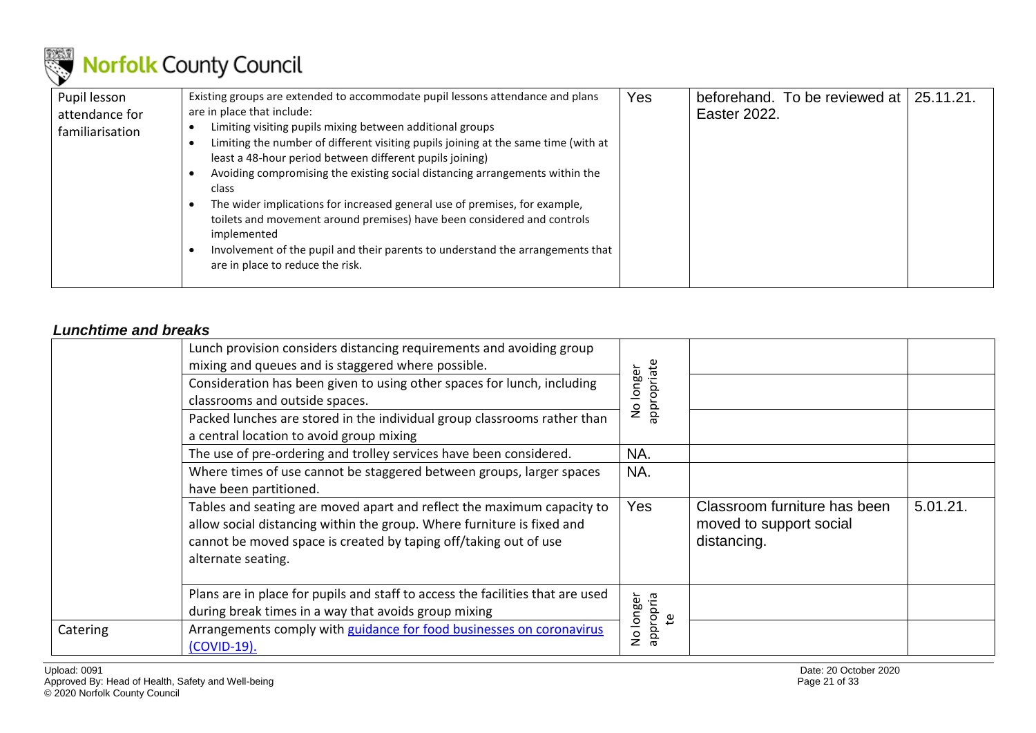| Pupil lesson attendance for familiarisation | Existing groups are extended to accommodate pupil lessons attendance and plans are in place that include:<br>• Limiting visiting pupils mixing between additional groups<br>• Limiting the number of different visiting pupils joining at the same time (with at least a 48-hour period between different pupils joining)<br>• Avoiding compromising the existing social distancing arrangements within the class<br>• The wider implications for increased general use of premises, for example, toilets and movement around premises) have been considered and controls implemented<br>• Involvement of the pupil and their parents to understand the arrangements that are in place to reduce the risk. | Yes | beforehand. To be reviewed at Easter 2022. | 25.11.21. |
|---|---|---|---|---|

### *Lunchtime and breaks*

| | | | | |
|---|---|---|---|---|
| | Lunch provision considers distancing requirements and avoiding group mixing and queues and is staggered where possible. | No longer appropriate | | |
| | Consideration has been given to using other spaces for lunch, including classrooms and outside spaces. | | | |
| | Packed lunches are stored in the individual group classrooms rather than a central location to avoid group mixing | | | |
| | The use of pre-ordering and trolley services have been considered. | NA. | | |
| | Where times of use cannot be staggered between groups, larger spaces have been partitioned. | NA. | | |
| | Tables and seating are moved apart and reflect the maximum capacity to allow social distancing within the group. Where furniture is fixed and cannot be moved space is created by taping off/taking out of use alternate seating. | Yes | Classroom furniture has been moved to support social distancing. | 5.01.21. |
| | Plans are in place for pupils and staff to access the facilities that are used during break times in a way that avoids group mixing | No longer appropriate | | |
| Catering | Arrangements comply with guidance for food businesses on coronavirus (COVID-19). | | | |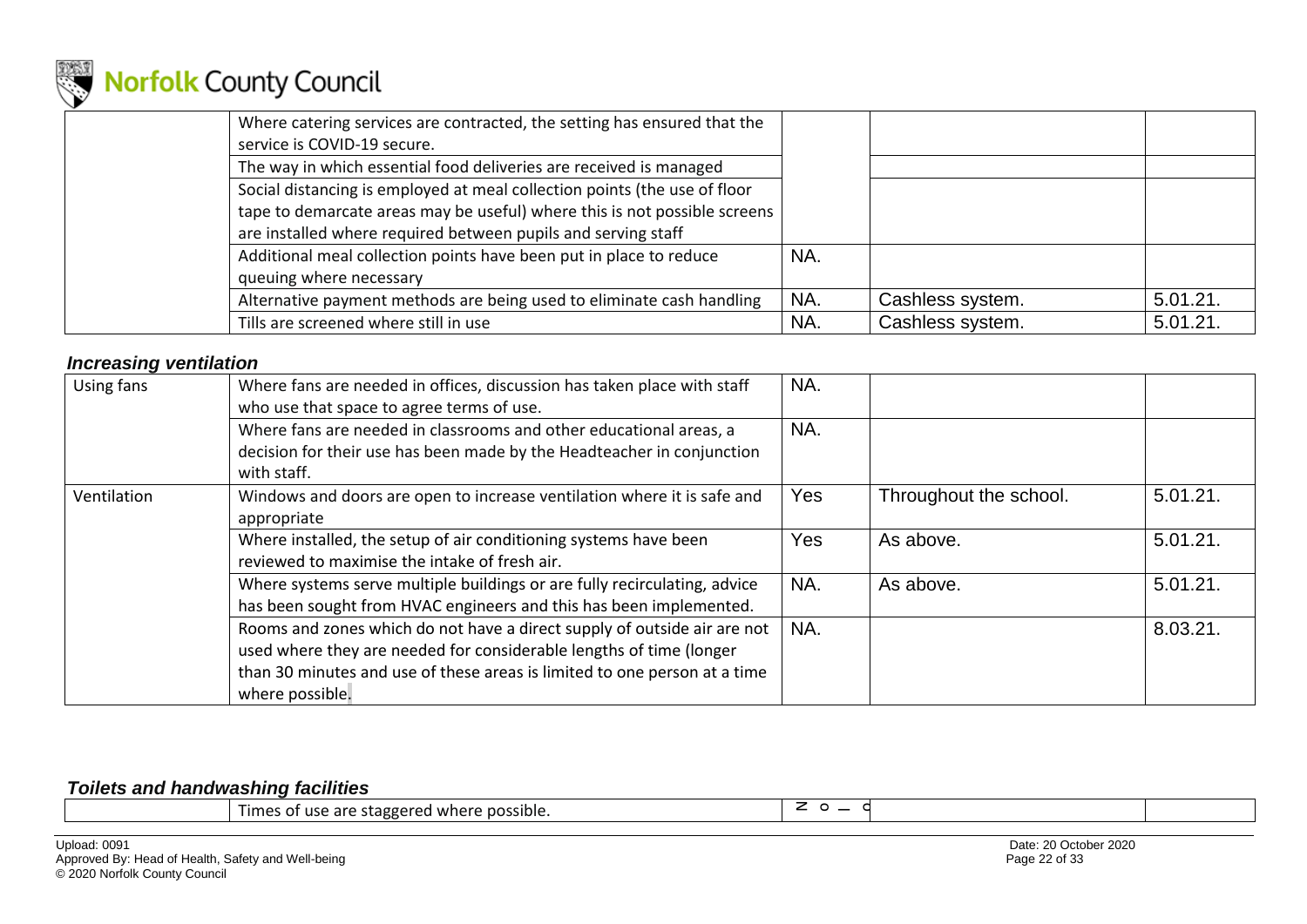| | | | | |
|---|---|---|---|---|
| | Where catering services are contracted, the setting has ensured that the service is COVID-19 secure. | | | |
| | The way in which essential food deliveries are received is managed | | | |
| | Social distancing is employed at meal collection points (the use of floor tape to demarcate areas may be useful) where this is not possible screens are installed where required between pupils and serving staff | | | |
| | Additional meal collection points have been put in place to reduce queuing where necessary | NA. | | |
| | Alternative payment methods are being used to eliminate cash handling | NA. | Cashless system. | 5.01.21. |
| | Tills are screened where still in use | NA. | Cashless system. | 5.01.21. |

### *Increasing ventilation*

| | | | | |
|---|---|---|---|---|
| Using fans | Where fans are needed in offices, discussion has taken place with staff who use that space to agree terms of use. | NA. | | |
| | Where fans are needed in classrooms and other educational areas, a decision for their use has been made by the Headteacher in conjunction with staff. | NA. | | |
| Ventilation | Windows and doors are open to increase ventilation where it is safe and appropriate | Yes | Throughout the school. | 5.01.21. |
| | Where installed, the setup of air conditioning systems have been reviewed to maximise the intake of fresh air. | Yes | As above. | 5.01.21. |
| | Where systems serve multiple buildings or are fully recirculating, advice has been sought from HVAC engineers and this has been implemented. | NA. | As above. | 5.01.21. |
| | Rooms and zones which do not have a direct supply of outside air are not used where they are needed for considerable lengths of time (longer than 30 minutes and use of these areas is limited to one person at a time where possible. | NA. | | 8.03.21. |

### *Toilets and handwashing facilities*

| | | | | |
|---|---|---|---|---|
| | Times of use are staggered where possible. | No | | |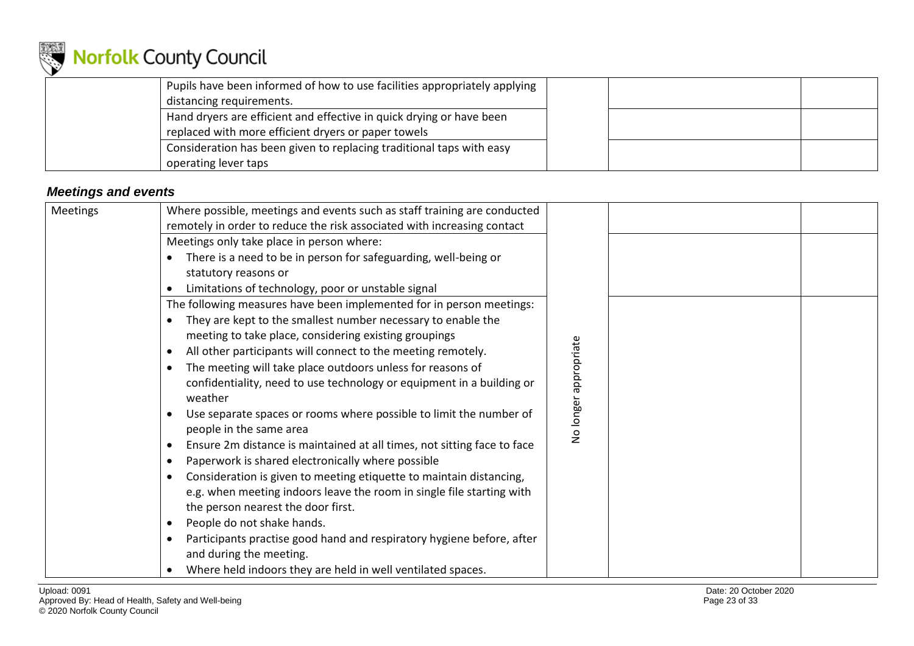| | | | | |
|---|---|---|---|---|
| | Pupils have been informed of how to use facilities appropriately applying distancing requirements. | | | |
| | Hand dryers are efficient and effective in quick drying or have been replaced with more efficient dryers or paper towels | | | |
| | Consideration has been given to replacing traditional taps with easy operating lever taps | | | |

### *Meetings and events*

| | | | | |
|---|---|---|---|---|
| Meetings | Where possible, meetings and events such as staff training are conducted remotely in order to reduce the risk associated with increasing contact | No longer appropriate | | |
| | Meetings only take place in person where:<br>• There is a need to be in person for safeguarding, well-being or statutory reasons or<br>• Limitations of technology, poor or unstable signal | | | |
| | The following measures have been implemented for in person meetings:<br>• They are kept to the smallest number necessary to enable the meeting to take place, considering existing groupings<br>• All other participants will connect to the meeting remotely.<br>• The meeting will take place outdoors unless for reasons of confidentiality, need to use technology or equipment in a building or weather<br>• Use separate spaces or rooms where possible to limit the number of people in the same area<br>• Ensure 2m distance is maintained at all times, not sitting face to face<br>• Paperwork is shared electronically where possible<br>• Consideration is given to meeting etiquette to maintain distancing, e.g. when meeting indoors leave the room in single file starting with the person nearest the door first.<br>• People do not shake hands.<br>• Participants practise good hand and respiratory hygiene before, after and during the meeting.<br>• Where held indoors they are held in well ventilated spaces. | | | |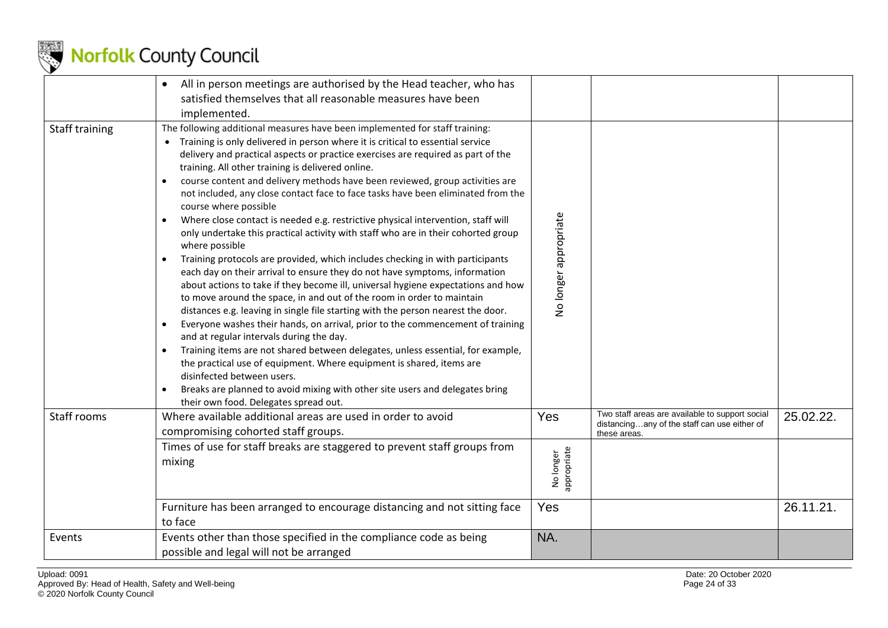| | | | | |
|---|---|---|---|---|
| | • All in person meetings are authorised by the Head teacher, who has satisfied themselves that all reasonable measures have been implemented. | | | |
| Staff training | The following additional measures have been implemented for staff training:<br>• Training is only delivered in person where it is critical to essential service delivery and practical aspects or practice exercises are required as part of the training. All other training is delivered online.<br>• course content and delivery methods have been reviewed, group activities are not included, any close contact face to face tasks have been eliminated from the course where possible<br>• Where close contact is needed e.g. restrictive physical intervention, staff will only undertake this practical activity with staff who are in their cohorted group where possible<br>• Training protocols are provided, which includes checking in with participants each day on their arrival to ensure they do not have symptoms, information about actions to take if they become ill, universal hygiene expectations and how to move around the space, in and out of the room in order to maintain distances e.g. leaving in single file starting with the person nearest the door.<br>• Everyone washes their hands, on arrival, prior to the commencement of training and at regular intervals during the day.<br>• Training items are not shared between delegates, unless essential, for example, the practical use of equipment. Where equipment is shared, items are disinfected between users.<br>• Breaks are planned to avoid mixing with other site users and delegates bring their own food. Delegates spread out. | No longer appropriate | | |
| Staff rooms | Where available additional areas are used in order to avoid compromising cohorted staff groups. | Yes | Two staff areas are available to support social distancing…any of the staff can use either of these areas. | 25.02.22. |
| | Times of use for staff breaks are staggered to prevent staff groups from mixing | No longer appropriate | | |
| | Furniture has been arranged to encourage distancing and not sitting face to face | Yes | | 26.11.21. |
| Events | Events other than those specified in the compliance code as being possible and legal will not be arranged | NA. | | |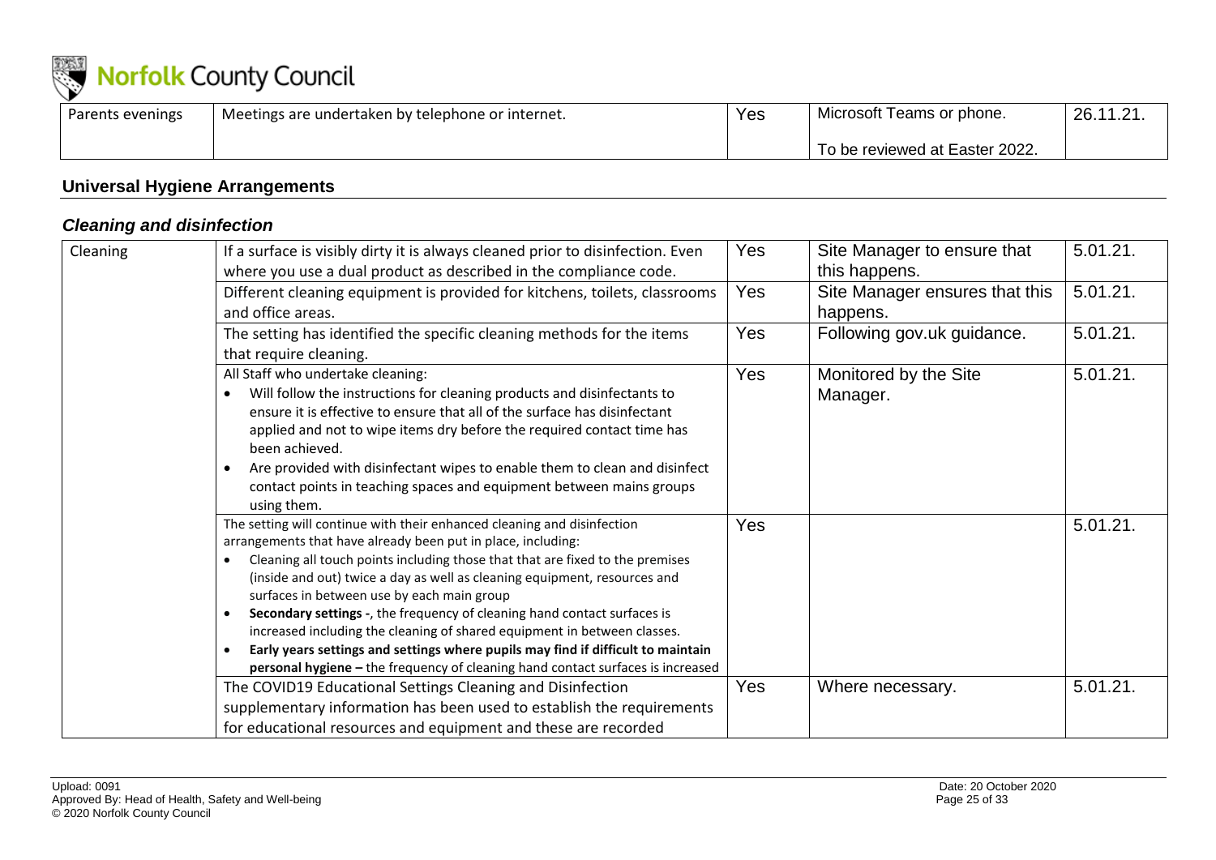| Parents evenings | Meetings are undertaken by telephone or internet. | Yes | Microsoft Teams or phone.<br><br>To be reviewed at Easter 2022. | 26.11.21. |
|---|---|---|---|---|

## Universal Hygiene Arrangements

### *Cleaning and disinfection*

| Cleaning | If a surface is visibly dirty it is always cleaned prior to disinfection. Even where you use a dual product as described in the compliance code. | Yes | Site Manager to ensure that this happens. | 5.01.21. |
|---|---|---|---|---|
| | Different cleaning equipment is provided for kitchens, toilets, classrooms and office areas. | Yes | Site Manager ensures that this happens. | 5.01.21. |
| | The setting has identified the specific cleaning methods for the items that require cleaning. | Yes | Following gov.uk guidance. | 5.01.21. |
| | All Staff who undertake cleaning:<br>• Will follow the instructions for cleaning products and disinfectants to ensure it is effective to ensure that all of the surface has disinfectant applied and not to wipe items dry before the required contact time has been achieved.<br>• Are provided with disinfectant wipes to enable them to clean and disinfect contact points in teaching spaces and equipment between mains groups using them. | Yes | Monitored by the Site Manager. | 5.01.21. |
| | The setting will continue with their enhanced cleaning and disinfection arrangements that have already been put in place, including:<br>• Cleaning all touch points including those that that are fixed to the premises (inside and out) twice a day as well as cleaning equipment, resources and surfaces in between use by each main group<br>• **Secondary settings -**, the frequency of cleaning hand contact surfaces is increased including the cleaning of shared equipment in between classes.<br>• **Early years settings and settings where pupils may find if difficult to maintain personal hygiene –** the frequency of cleaning hand contact surfaces is increased | Yes | | 5.01.21. |
| | The COVID19 Educational Settings Cleaning and Disinfection supplementary information has been used to establish the requirements for educational resources and equipment and these are recorded | Yes | Where necessary. | 5.01.21. |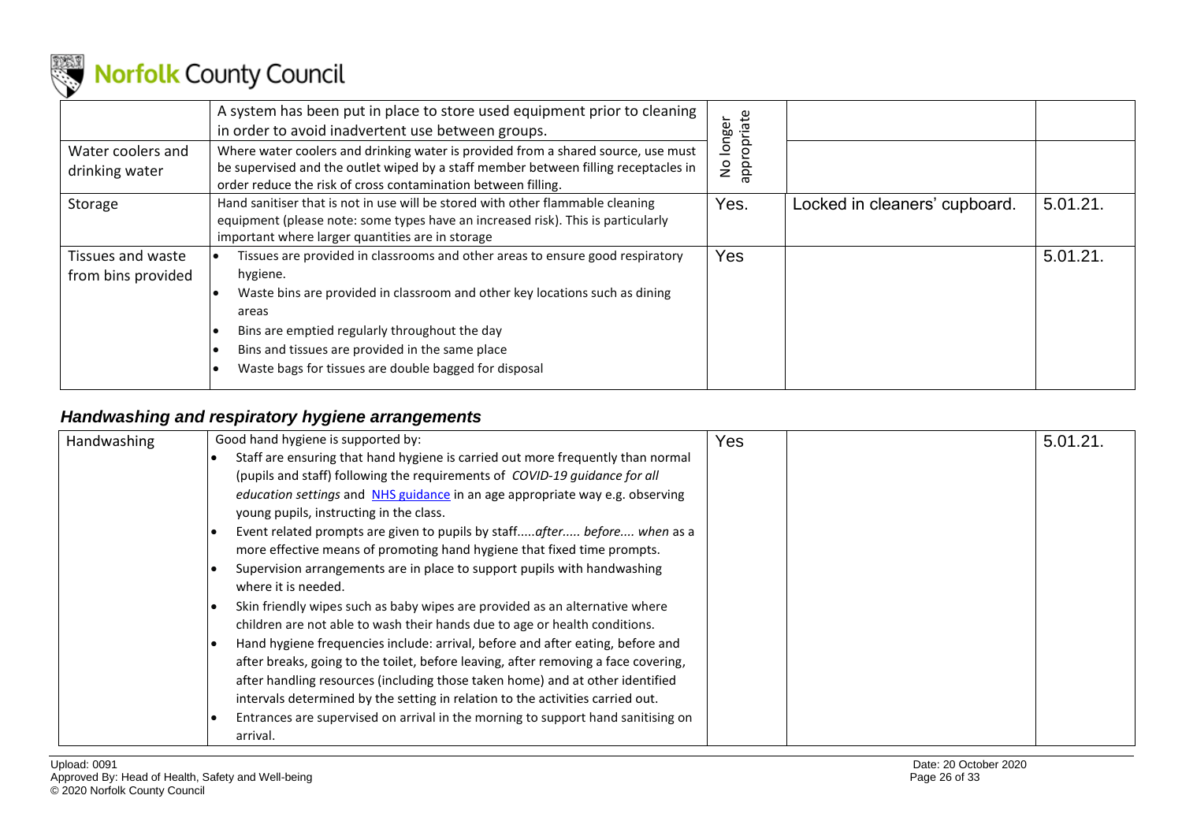| | | | | |
|---|---|---|---|---|
| | A system has been put in place to store used equipment prior to cleaning in order to avoid inadvertent use between groups. | No longer appropriate | | |
| Water coolers and drinking water | Where water coolers and drinking water is provided from a shared source, use must be supervised and the outlet wiped by a staff member between filling receptacles in order reduce the risk of cross contamination between filling. | | | |
| Storage | Hand sanitiser that is not in use will be stored with other flammable cleaning equipment (please note: some types have an increased risk). This is particularly important where larger quantities are in storage | Yes. | Locked in cleaners' cupboard. | 5.01.21. |
| Tissues and waste from bins provided | • Tissues are provided in classrooms and other areas to ensure good respiratory hygiene.<br>• Waste bins are provided in classroom and other key locations such as dining areas<br>• Bins are emptied regularly throughout the day<br>• Bins and tissues are provided in the same place<br>• Waste bags for tissues are double bagged for disposal | Yes | | 5.01.21. |

### *Handwashing and respiratory hygiene arrangements*

| | | | | |
|---|---|---|---|---|
| Handwashing | Good hand hygiene is supported by:<br>• Staff are ensuring that hand hygiene is carried out more frequently than normal (pupils and staff) following the requirements of *COVID-19 guidance for all education settings* and [NHS guidance]() in an age appropriate way e.g. observing young pupils, instructing in the class.<br>• Event related prompts are given to pupils by staff.....*after..... before.... when* as a more effective means of promoting hand hygiene that fixed time prompts.<br>• Supervision arrangements are in place to support pupils with handwashing where it is needed.<br>• Skin friendly wipes such as baby wipes are provided as an alternative where children are not able to wash their hands due to age or health conditions.<br>• Hand hygiene frequencies include: arrival, before and after eating, before and after breaks, going to the toilet, before leaving, after removing a face covering, after handling resources (including those taken home) and at other identified intervals determined by the setting in relation to the activities carried out.<br>• Entrances are supervised on arrival in the morning to support hand sanitising on arrival. | Yes | | 5.01.21. |

Upload: 0091
Approved By: Head of Health, Safety and Well-being
© 2020 Norfolk County Council

Date: 20 October 2020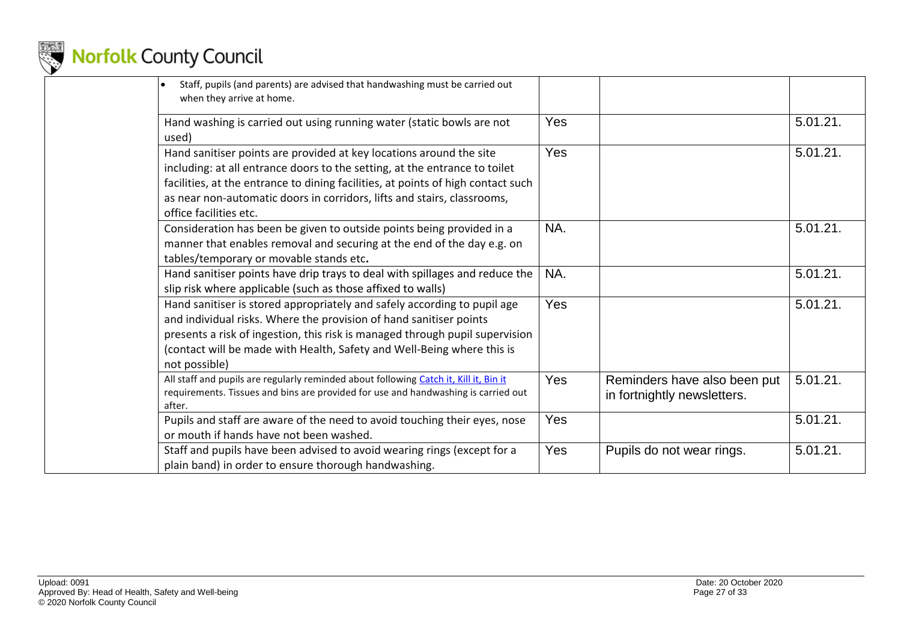| | | | | |
|---|---|---|---|---|
| | • Staff, pupils (and parents) are advised that handwashing must be carried out when they arrive at home. | | | |
| | Hand washing is carried out using running water (static bowls are not used) | Yes | | 5.01.21. |
| | Hand sanitiser points are provided at key locations around the site including: at all entrance doors to the setting, at the entrance to toilet facilities, at the entrance to dining facilities, at points of high contact such as near non-automatic doors in corridors, lifts and stairs, classrooms, office facilities etc. | Yes | | 5.01.21. |
| | Consideration has been be given to outside points being provided in a manner that enables removal and securing at the end of the day e.g. on tables/temporary or movable stands etc**.** | NA. | | 5.01.21. |
| | Hand sanitiser points have drip trays to deal with spillages and reduce the slip risk where applicable (such as those affixed to walls) | NA. | | 5.01.21. |
| | Hand sanitiser is stored appropriately and safely according to pupil age and individual risks. Where the provision of hand sanitiser points presents a risk of ingestion, this risk is managed through pupil supervision (contact will be made with Health, Safety and Well-Being where this is not possible) | Yes | | 5.01.21. |
| | All staff and pupils are regularly reminded about following Catch it, Kill it, Bin it requirements. Tissues and bins are provided for use and handwashing is carried out after. | Yes | Reminders have also been put in fortnightly newsletters. | 5.01.21. |
| | Pupils and staff are aware of the need to avoid touching their eyes, nose or mouth if hands have not been washed. | Yes | | 5.01.21. |
| | Staff and pupils have been advised to avoid wearing rings (except for a plain band) in order to ensure thorough handwashing. | Yes | Pupils do not wear rings. | 5.01.21. |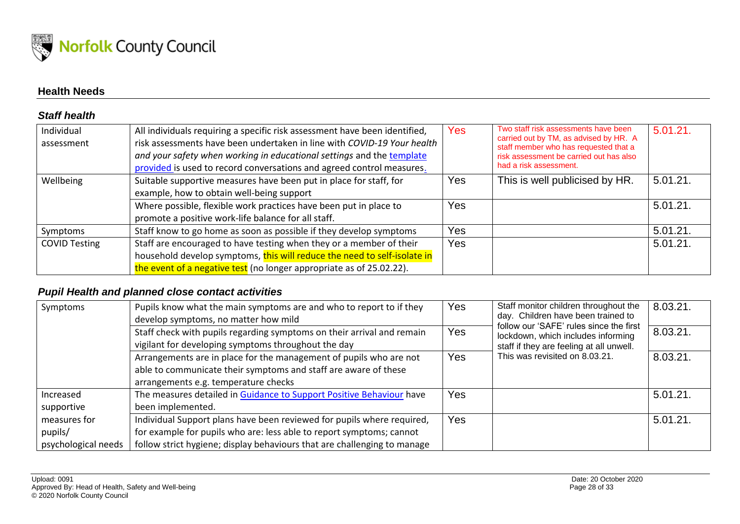## Health Needs

### *Staff health*

| Individual assessment | All individuals requiring a specific risk assessment have been identified, risk assessments have been undertaken in line with *COVID-19 Your health and your safety when working in educational settings* and the [template provided](#) is used to record conversations and agreed control measures. | Yes | Two staff risk assessments have been carried out by TM, as advised by HR. A staff member who has requested that a risk assessment be carried out has also had a risk assessment. | 5.01.21. |
|---|---|---|---|---|
| Wellbeing | Suitable supportive measures have been put in place for staff, for example, how to obtain well-being support | Yes | This is well publicised by HR. | 5.01.21. |
| | Where possible, flexible work practices have been put in place to promote a positive work-life balance for all staff. | Yes | | 5.01.21. |
| Symptoms | Staff know to go home as soon as possible if they develop symptoms | Yes | | 5.01.21. |
| COVID Testing | Staff are encouraged to have testing when they or a member of their household develop symptoms, this will reduce the need to self-isolate in the event of a negative test (no longer appropriate as of 25.02.22). | Yes | | 5.01.21. |

### *Pupil Health and planned close contact activities*

| Symptoms | Pupils know what the main symptoms are and who to report to if they develop symptoms, no matter how mild | Yes | Staff monitor children throughout the day. Children have been trained to follow our 'SAFE' rules since the first lockdown, which includes informing staff if they are feeling at all unwell. This was revisited on 8.03.21. | 8.03.21. |
|---|---|---|---|---|
| | Staff check with pupils regarding symptoms on their arrival and remain vigilant for developing symptoms throughout the day | Yes | | 8.03.21. |
| | Arrangements are in place for the management of pupils who are not able to communicate their symptoms and staff are aware of these arrangements e.g. temperature checks | Yes | | 8.03.21. |
| Increased supportive measures for pupils/ psychological needs | The measures detailed in [Guidance to Support Positive Behaviour](#) have been implemented. | Yes | | 5.01.21. |
| | Individual Support plans have been reviewed for pupils where required, for example for pupils who are: less able to report symptoms; cannot follow strict hygiene; display behaviours that are challenging to manage | Yes | | 5.01.21. |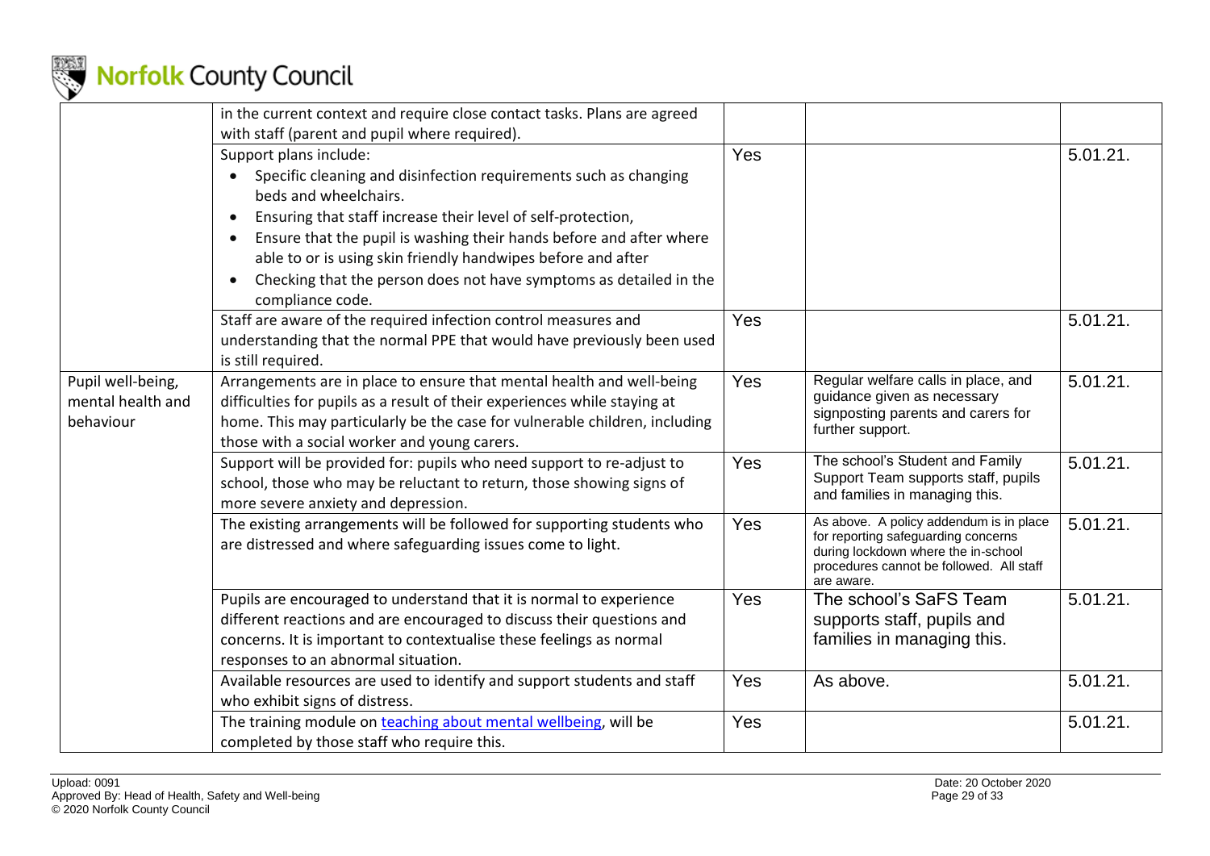| | | | | |
|---|---|---|---|---|
| | in the current context and require close contact tasks. Plans are agreed with staff (parent and pupil where required). | | | |
| | Support plans include:<br>• Specific cleaning and disinfection requirements such as changing beds and wheelchairs.<br>• Ensuring that staff increase their level of self-protection,<br>• Ensure that the pupil is washing their hands before and after where able to or is using skin friendly handwipes before and after<br>• Checking that the person does not have symptoms as detailed in the compliance code. | Yes | | 5.01.21. |
| | Staff are aware of the required infection control measures and understanding that the normal PPE that would have previously been used is still required. | Yes | | 5.01.21. |
| Pupil well-being, mental health and behaviour | Arrangements are in place to ensure that mental health and well-being difficulties for pupils as a result of their experiences while staying at home. This may particularly be the case for vulnerable children, including those with a social worker and young carers. | Yes | Regular welfare calls in place, and guidance given as necessary signposting parents and carers for further support. | 5.01.21. |
| | Support will be provided for: pupils who need support to re-adjust to school, those who may be reluctant to return, those showing signs of more severe anxiety and depression. | Yes | The school's Student and Family Support Team supports staff, pupils and families in managing this. | 5.01.21. |
| | The existing arrangements will be followed for supporting students who are distressed and where safeguarding issues come to light. | Yes | As above. A policy addendum is in place for reporting safeguarding concerns during lockdown where the in-school procedures cannot be followed. All staff are aware. | 5.01.21. |
| | Pupils are encouraged to understand that it is normal to experience different reactions and are encouraged to discuss their questions and concerns. It is important to contextualise these feelings as normal responses to an abnormal situation. | Yes | The school's SaFS Team supports staff, pupils and families in managing this. | 5.01.21. |
| | Available resources are used to identify and support students and staff who exhibit signs of distress. | Yes | As above. | 5.01.21. |
| | The training module on teaching about mental wellbeing, will be completed by those staff who require this. | Yes | | 5.01.21. |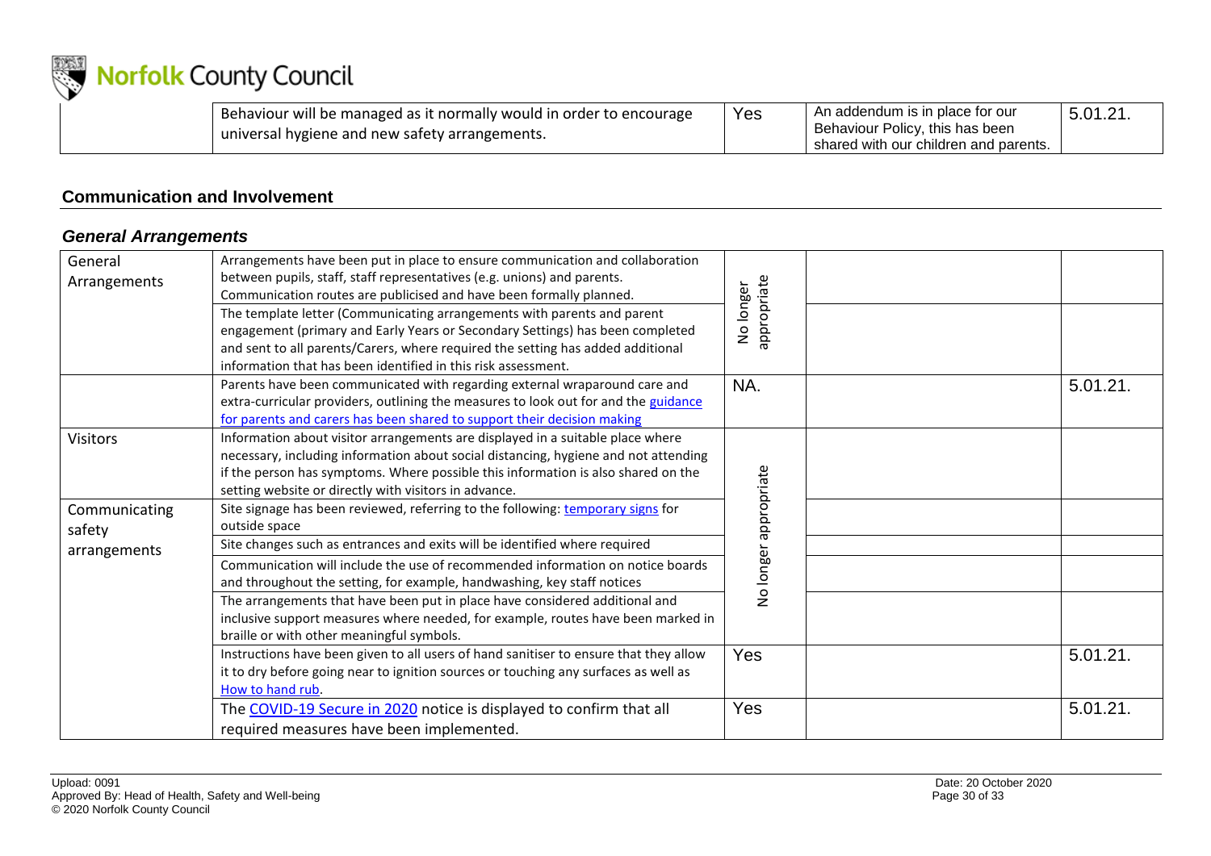| | Behaviour will be managed as it normally would in order to encourage universal hygiene and new safety arrangements. | Yes | An addendum is in place for our Behaviour Policy, this has been shared with our children and parents. | 5.01.21. |
|---|---|---|---|---|

## Communication and Involvement

### *General Arrangements*

| | | | | |
|---|---|---|---|---|
| General Arrangements | Arrangements have been put in place to ensure communication and collaboration between pupils, staff, staff representatives (e.g. unions) and parents. Communication routes are publicised and have been formally planned. | No longer appropriate | | |
| | The template letter (Communicating arrangements with parents and parent engagement (primary and Early Years or Secondary Settings) has been completed and sent to all parents/Carers, where required the setting has added additional information that has been identified in this risk assessment. | | | |
| | Parents have been communicated with regarding external wraparound care and extra-curricular providers, outlining the measures to look out for and the guidance for parents and carers has been shared to support their decision making | NA. | | 5.01.21. |
| Visitors | Information about visitor arrangements are displayed in a suitable place where necessary, including information about social distancing, hygiene and not attending if the person has symptoms. Where possible this information is also shared on the setting website or directly with visitors in advance. | No longer appropriate | | |
| Communicating safety arrangements | Site signage has been reviewed, referring to the following: temporary signs for outside space | | | |
| | Site changes such as entrances and exits will be identified where required | | | |
| | Communication will include the use of recommended information on notice boards and throughout the setting, for example, handwashing, key staff notices | | | |
| | The arrangements that have been put in place have considered additional and inclusive support measures where needed, for example, routes have been marked in braille or with other meaningful symbols. | | | |
| | Instructions have been given to all users of hand sanitiser to ensure that they allow it to dry before going near to ignition sources or touching any surfaces as well as How to hand rub. | Yes | | 5.01.21. |
| | The COVID-19 Secure in 2020 notice is displayed to confirm that all required measures have been implemented. | Yes | | 5.01.21. |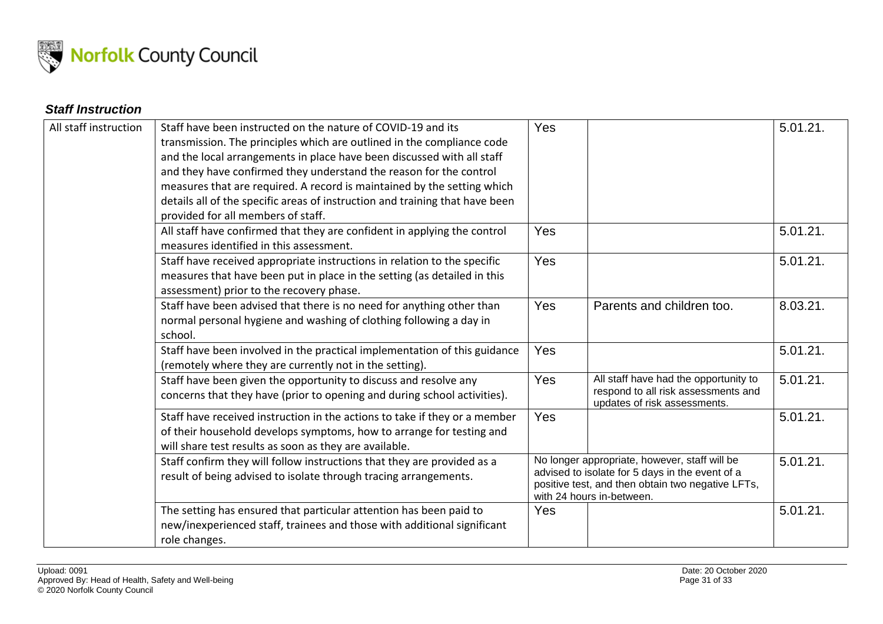### *Staff Instruction*

| | | | | |
|---|---|---|---|---|
| All staff instruction | Staff have been instructed on the nature of COVID-19 and its transmission. The principles which are outlined in the compliance code and the local arrangements in place have been discussed with all staff and they have confirmed they understand the reason for the control measures that are required. A record is maintained by the setting which details all of the specific areas of instruction and training that have been provided for all members of staff. | Yes | | 5.01.21. |
| | All staff have confirmed that they are confident in applying the control measures identified in this assessment. | Yes | | 5.01.21. |
| | Staff have received appropriate instructions in relation to the specific measures that have been put in place in the setting (as detailed in this assessment) prior to the recovery phase. | Yes | | 5.01.21. |
| | Staff have been advised that there is no need for anything other than normal personal hygiene and washing of clothing following a day in school. | Yes | Parents and children too. | 8.03.21. |
| | Staff have been involved in the practical implementation of this guidance (remotely where they are currently not in the setting). | Yes | | 5.01.21. |
| | Staff have been given the opportunity to discuss and resolve any concerns that they have (prior to opening and during school activities). | Yes | All staff have had the opportunity to respond to all risk assessments and updates of risk assessments. | 5.01.21. |
| | Staff have received instruction in the actions to take if they or a member of their household develops symptoms, how to arrange for testing and will share test results as soon as they are available. | Yes | | 5.01.21. |
| | Staff confirm they will follow instructions that they are provided as a result of being advised to isolate through tracing arrangements. | No longer appropriate, however, staff will be advised to isolate for 5 days in the event of a positive test, and then obtain two negative LFTs, with 24 hours in-between. | | 5.01.21. |
| | The setting has ensured that particular attention has been paid to new/inexperienced staff, trainees and those with additional significant role changes. | Yes | | 5.01.21. |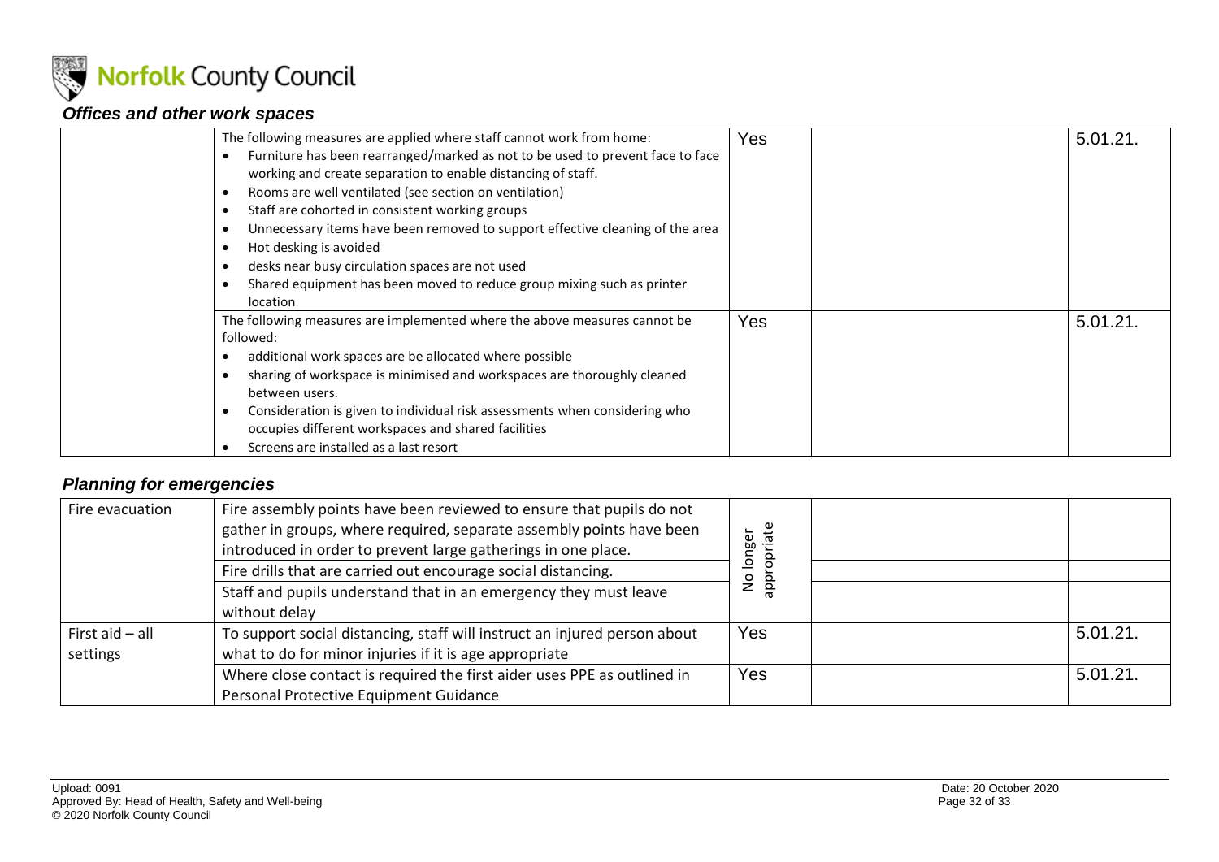### *Offices and other work spaces*

| | | | | |
|---|---|---|---|---|
| | The following measures are applied where staff cannot work from home:<br>• Furniture has been rearranged/marked as not to be used to prevent face to face working and create separation to enable distancing of staff.<br>• Rooms are well ventilated (see section on ventilation)<br>• Staff are cohorted in consistent working groups<br>• Unnecessary items have been removed to support effective cleaning of the area<br>• Hot desking is avoided<br>• desks near busy circulation spaces are not used<br>• Shared equipment has been moved to reduce group mixing such as printer location | Yes | | 5.01.21. |
| | The following measures are implemented where the above measures cannot be followed:<br>• additional work spaces are be allocated where possible<br>• sharing of workspace is minimised and workspaces are thoroughly cleaned between users.<br>• Consideration is given to individual risk assessments when considering who occupies different workspaces and shared facilities<br>• Screens are installed as a last resort | Yes | | 5.01.21. |

### *Planning for emergencies*

| | | | | |
|---|---|---|---|---|
| Fire evacuation | Fire assembly points have been reviewed to ensure that pupils do not gather in groups, where required, separate assembly points have been introduced in order to prevent large gatherings in one place. | No longer appropriate | | |
| | Fire drills that are carried out encourage social distancing. | | | |
| | Staff and pupils understand that in an emergency they must leave without delay | | | |
| First aid – all settings | To support social distancing, staff will instruct an injured person about what to do for minor injuries if it is age appropriate | Yes | | 5.01.21. |
| | Where close contact is required the first aider uses PPE as outlined in Personal Protective Equipment Guidance | Yes | | 5.01.21. |

Upload: 0091
Approved By: Head of Health, Safety and Well-being
© 2020 Norfolk County Council

Date: 20 October 2020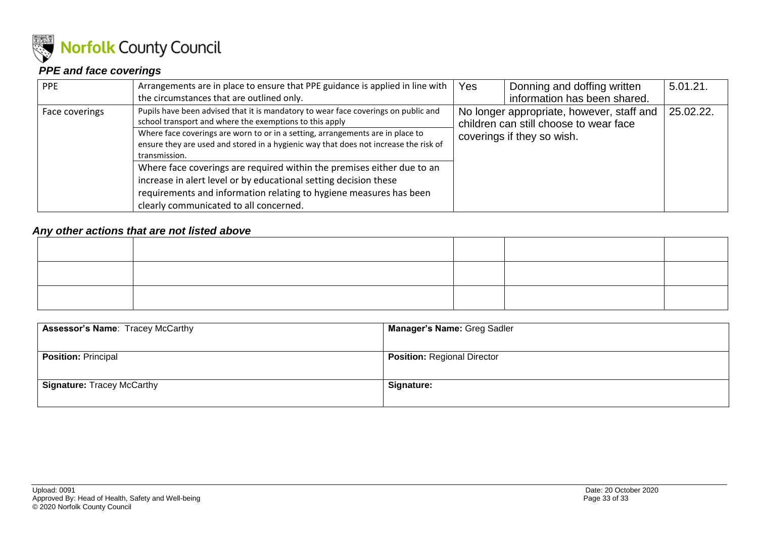### *PPE and face coverings*

| | | | | |
|---|---|---|---|---|
| PPE | Arrangements are in place to ensure that PPE guidance is applied in line with the circumstances that are outlined only. | Yes | Donning and doffing written information has been shared. | 5.01.21. |
| Face coverings | Pupils have been advised that it is mandatory to wear face coverings on public and school transport and where the exemptions to this apply<br>Where face coverings are worn to or in a setting, arrangements are in place to ensure they are used and stored in a hygienic way that does not increase the risk of transmission.<br>Where face coverings are required within the premises either due to an increase in alert level or by educational setting decision these requirements and information relating to hygiene measures has been clearly communicated to all concerned. | No longer appropriate, however, staff and children can still choose to wear face coverings if they so wish. | | 25.02.22. |

### *Any other actions that are not listed above*

| | | | | |
|---|---|---|---|---|
| | | | | |
| | | | | |
| | | | | |

| | |
|---|---|
| **Assessor's Name**: Tracey McCarthy | **Manager's Name:** Greg Sadler |
| **Position:** Principal | **Position:** Regional Director |
| **Signature:** Tracey McCarthy | **Signature:** |